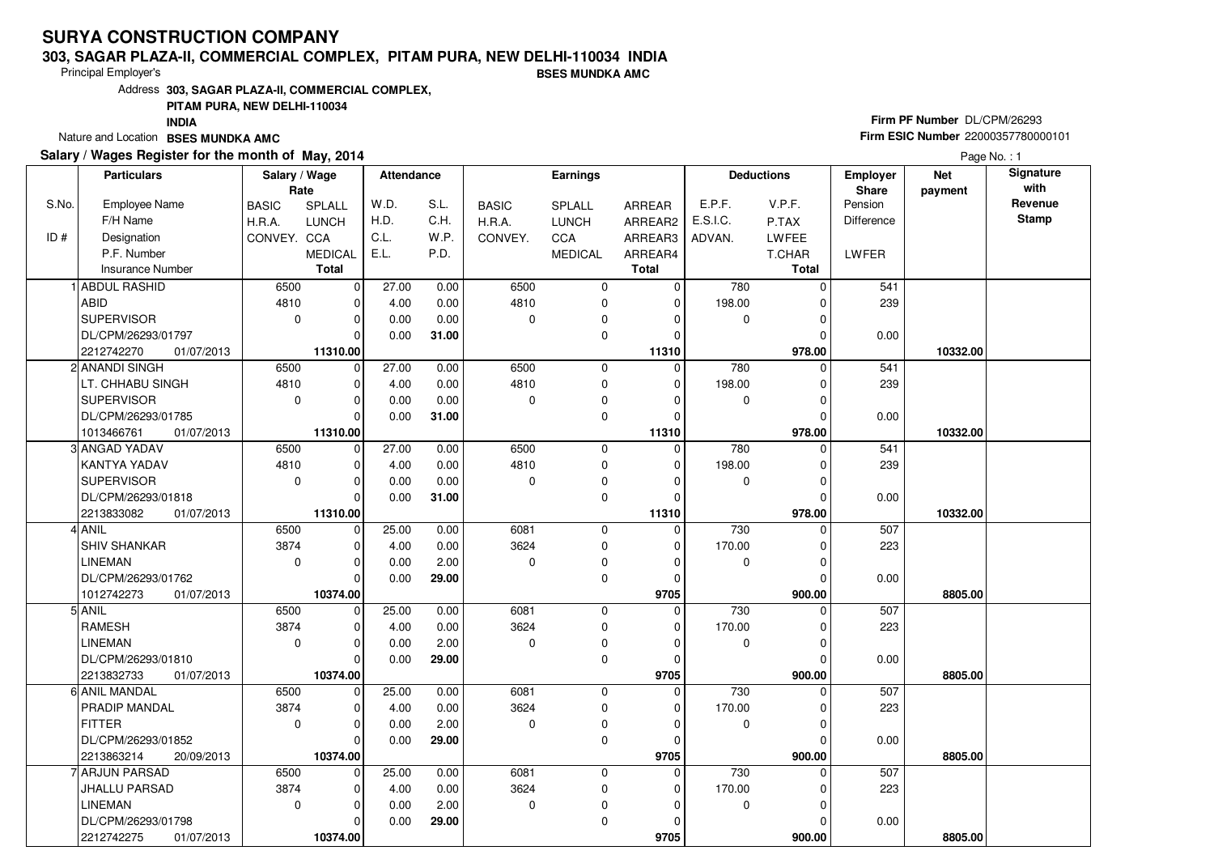# SURYA CONSTRUCTION COMPANY

**303, SAGAR PLAZA-II, COMMERCIAL COMPLEX, PITAM PURA, NEW DELHI-110034 INDIA**

Principal Employer's **BSES MUNDKA AMC**

Address **303, SAGAR PLAZA-II, COMMERCIAL COMPLEX, PITAM PURA, NEW DELHI-110034 INDIA**

Nature and Location **BSES MUNDKA AMC**

**Firm PF Number** DL/CPM/26293

**Firm ESIC Number** 22000357780000101

**Salary / Wages Register for the month of May, 2014**

Page No. : 1

| S.No. / ID # | Particulars: Employee Name / F/H Name / Designation / P.F. Number / Insurance Number | Salary / Wage Rate: BASIC / H.R.A. / CONVEY. | Salary / Wage Rate: SPLALL / LUNCH / CCA / MEDICAL / Total | Attendance: W.D. / H.D. / C.L. / E.L. | Attendance: S.L. / C.H. / W.P. / P.D. | Earnings: BASIC / H.R.A. / CONVEY. | Earnings: SPLALL / LUNCH / CCA / MEDICAL | Earnings: ARREAR / ARREAR2 / ARREAR3 / ARREAR4 / Total | Deductions: E.P.F. / E.S.I.C. / ADVAN. | Deductions: V.P.F. / P.TAX / LWFEE / T.CHAR / Total | Employer Share: Pension / Difference / LWFER | Net payment | Signature with Revenue Stamp |
|---|---|---|---|---|---|---|---|---|---|---|---|---|---|
| 1 | ABDUL RASHID | 6500 | 0 | 27.00 | 0.00 | 6500 | 0 | 0 | 780 | 0 | 541 | | |
| | ABID | 4810 | 0 | 4.00 | 0.00 | 4810 | 0 | 0 | 198.00 | 0 | 239 | | |
| | SUPERVISOR | 0 | 0 | 0.00 | 0.00 | 0 | 0 | 0 | 0 | 0 | | | |
| | DL/CPM/26293/01797 | | 0 | 0.00 | **31.00** | | 0 | 0 | | 0 | 0.00 | | |
| | 2212742270 01/07/2013 | | **11310.00** | | | | | **11310** | | **978.00** | | **10332.00** | |
| 2 | ANANDI SINGH | 6500 | 0 | 27.00 | 0.00 | 6500 | 0 | 0 | 780 | 0 | 541 | | |
| | LT. CHHABU SINGH | 4810 | 0 | 4.00 | 0.00 | 4810 | 0 | 0 | 198.00 | 0 | 239 | | |
| | SUPERVISOR | 0 | 0 | 0.00 | 0.00 | 0 | 0 | 0 | 0 | 0 | | | |
| | DL/CPM/26293/01785 | | 0 | 0.00 | **31.00** | | 0 | 0 | | 0 | 0.00 | | |
| | 1013466761 01/07/2013 | | **11310.00** | | | | | **11310** | | **978.00** | | **10332.00** | |
| 3 | ANGAD YADAV | 6500 | 0 | 27.00 | 0.00 | 6500 | 0 | 0 | 780 | 0 | 541 | | |
| | KANTYA YADAV | 4810 | 0 | 4.00 | 0.00 | 4810 | 0 | 0 | 198.00 | 0 | 239 | | |
| | SUPERVISOR | 0 | 0 | 0.00 | 0.00 | 0 | 0 | 0 | 0 | 0 | | | |
| | DL/CPM/26293/01818 | | 0 | 0.00 | **31.00** | | 0 | 0 | | 0 | 0.00 | | |
| | 2213833082 01/07/2013 | | **11310.00** | | | | | **11310** | | **978.00** | | **10332.00** | |
| 4 | ANIL | 6500 | 0 | 25.00 | 0.00 | 6081 | 0 | 0 | 730 | 0 | 507 | | |
| | SHIV SHANKAR | 3874 | 0 | 4.00 | 0.00 | 3624 | 0 | 0 | 170.00 | 0 | 223 | | |
| | LINEMAN | 0 | 0 | 0.00 | 2.00 | 0 | 0 | 0 | 0 | 0 | | | |
| | DL/CPM/26293/01762 | | 0 | 0.00 | **29.00** | | 0 | 0 | | 0 | 0.00 | | |
| | 1012742273 01/07/2013 | | **10374.00** | | | | | **9705** | | **900.00** | | **8805.00** | |
| 5 | ANIL | 6500 | 0 | 25.00 | 0.00 | 6081 | 0 | 0 | 730 | 0 | 507 | | |
| | RAMESH | 3874 | 0 | 4.00 | 0.00 | 3624 | 0 | 0 | 170.00 | 0 | 223 | | |
| | LINEMAN | 0 | 0 | 0.00 | 2.00 | 0 | 0 | 0 | 0 | 0 | | | |
| | DL/CPM/26293/01810 | | 0 | 0.00 | **29.00** | | 0 | 0 | | 0 | 0.00 | | |
| | 2213832733 01/07/2013 | | **10374.00** | | | | | **9705** | | **900.00** | | **8805.00** | |
| 6 | ANIL MANDAL | 6500 | 0 | 25.00 | 0.00 | 6081 | 0 | 0 | 730 | 0 | 507 | | |
| | PRADIP MANDAL | 3874 | 0 | 4.00 | 0.00 | 3624 | 0 | 0 | 170.00 | 0 | 223 | | |
| | FITTER | 0 | 0 | 0.00 | 2.00 | 0 | 0 | 0 | 0 | 0 | | | |
| | DL/CPM/26293/01852 | | 0 | 0.00 | **29.00** | | 0 | 0 | | 0 | 0.00 | | |
| | 2213863214 20/09/2013 | | **10374.00** | | | | | **9705** | | **900.00** | | **8805.00** | |
| 7 | ARJUN PARSAD | 6500 | 0 | 25.00 | 0.00 | 6081 | 0 | 0 | 730 | 0 | 507 | | |
| | JHALLU PARSAD | 3874 | 0 | 4.00 | 0.00 | 3624 | 0 | 0 | 170.00 | 0 | 223 | | |
| | LINEMAN | 0 | 0 | 0.00 | 2.00 | 0 | 0 | 0 | 0 | 0 | | | |
| | DL/CPM/26293/01798 | | 0 | 0.00 | **29.00** | | 0 | 0 | | 0 | 0.00 | | |
| | 2212742275 01/07/2013 | | **10374.00** | | | | | **9705** | | **900.00** | | **8805.00** | |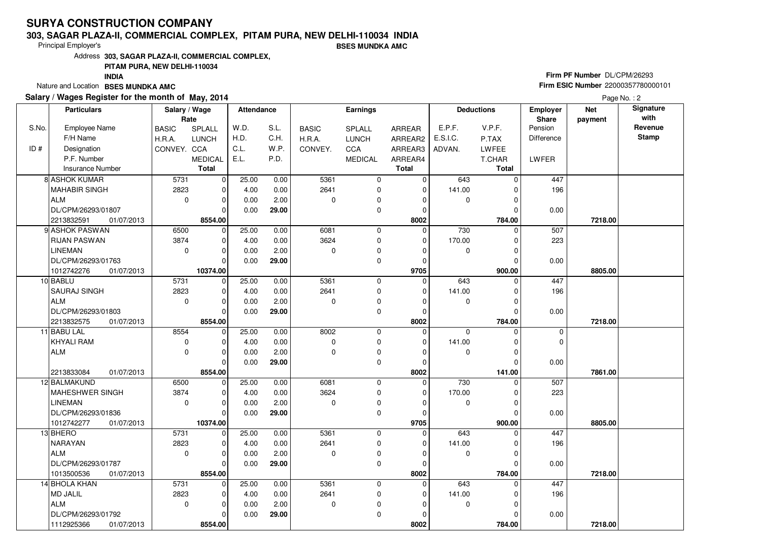# SURYA CONSTRUCTION COMPANY

**303, SAGAR PLAZA-II, COMMERCIAL COMPLEX, PITAM PURA, NEW DELHI-110034 INDIA**

Principal Employer's **BSES MUNDKA AMC**

Address **303, SAGAR PLAZA-II, COMMERCIAL COMPLEX, PITAM PURA, NEW DELHI-110034 INDIA**

Nature and Location **BSES MUNDKA AMC**

**Firm PF Number** DL/CPM/26293

**Firm ESIC Number** 22000357780000101

**Salary / Wages Register for the month of May, 2014**

Page No. : 2

| S.No. / ID # | Particulars: Employee Name / F/H Name / Designation / P.F. Number / Insurance Number | Salary / Wage Rate: BASIC / H.R.A. / CONVEY. | Salary / Wage Rate: SPLALL / LUNCH / CCA / MEDICAL / Total | Attendance: W.D. / H.D. / C.L. / E.L. | Attendance: S.L. / C.H. / W.P. / P.D. | Earnings: BASIC / H.R.A. / CONVEY. | Earnings: SPLALL / LUNCH / CCA / MEDICAL | Earnings: ARREAR / ARREAR2 / ARREAR3 / ARREAR4 / Total | Deductions: E.P.F. / E.S.I.C. / ADVAN. | Deductions: V.P.F. / P.TAX / LWFEE / T.CHAR / Total | Employer Share: Pension / Difference / LWFER | Net payment | Signature with Revenue Stamp |
|---|---|---|---|---|---|---|---|---|---|---|---|---|---|
| 8 | ASHOK KUMAR | 5731 | 0 | 25.00 | 0.00 | 5361 | 0 | 0 | 643 | 0 | 447 | | |
| | MAHABIR SINGH | 2823 | 0 | 4.00 | 0.00 | 2641 | 0 | 0 | 141.00 | 0 | 196 | | |
| | ALM | 0 | 0 | 0.00 | 2.00 | 0 | 0 | 0 | 0 | 0 | | | |
| | DL/CPM/26293/01807 | | 0 | 0.00 | **29.00** | | 0 | 0 | | 0 | 0.00 | | |
| | 2213832591 01/07/2013 | | **8554.00** | | | | | **8002** | | **784.00** | | **7218.00** | |
| 9 | ASHOK PASWAN | 6500 | 0 | 25.00 | 0.00 | 6081 | 0 | 0 | 730 | 0 | 507 | | |
| | RIJAN PASWAN | 3874 | 0 | 4.00 | 0.00 | 3624 | 0 | 0 | 170.00 | 0 | 223 | | |
| | LINEMAN | 0 | 0 | 0.00 | 2.00 | 0 | 0 | 0 | 0 | 0 | | | |
| | DL/CPM/26293/01763 | | 0 | 0.00 | **29.00** | | 0 | 0 | | 0 | 0.00 | | |
| | 1012742276 01/07/2013 | | **10374.00** | | | | | **9705** | | **900.00** | | **8805.00** | |
| 10 | BABLU | 5731 | 0 | 25.00 | 0.00 | 5361 | 0 | 0 | 643 | 0 | 447 | | |
| | SAURAJ SINGH | 2823 | 0 | 4.00 | 0.00 | 2641 | 0 | 0 | 141.00 | 0 | 196 | | |
| | ALM | 0 | 0 | 0.00 | 2.00 | 0 | 0 | 0 | 0 | 0 | | | |
| | DL/CPM/26293/01803 | | 0 | 0.00 | **29.00** | | 0 | 0 | | 0 | 0.00 | | |
| | 2213832575 01/07/2013 | | **8554.00** | | | | | **8002** | | **784.00** | | **7218.00** | |
| 11 | BABU LAL | 8554 | 0 | 25.00 | 0.00 | 8002 | 0 | 0 | 0 | 0 | 0 | | |
| | KHYALI RAM | 0 | 0 | 4.00 | 0.00 | 0 | 0 | 0 | 141.00 | 0 | 0 | | |
| | ALM | 0 | 0 | 0.00 | 2.00 | 0 | 0 | 0 | 0 | 0 | | | |
| | | | 0 | 0.00 | **29.00** | | 0 | 0 | | 0 | 0.00 | | |
| | 2213833084 01/07/2013 | | **8554.00** | | | | | **8002** | | **141.00** | | **7861.00** | |
| 12 | BALMAKUND | 6500 | 0 | 25.00 | 0.00 | 6081 | 0 | 0 | 730 | 0 | 507 | | |
| | MAHESHWER SINGH | 3874 | 0 | 4.00 | 0.00 | 3624 | 0 | 0 | 170.00 | 0 | 223 | | |
| | LINEMAN | 0 | 0 | 0.00 | 2.00 | 0 | 0 | 0 | 0 | 0 | | | |
| | DL/CPM/26293/01836 | | 0 | 0.00 | **29.00** | | 0 | 0 | | 0 | 0.00 | | |
| | 1012742277 01/07/2013 | | **10374.00** | | | | | **9705** | | **900.00** | | **8805.00** | |
| 13 | BHERO | 5731 | 0 | 25.00 | 0.00 | 5361 | 0 | 0 | 643 | 0 | 447 | | |
| | NARAYAN | 2823 | 0 | 4.00 | 0.00 | 2641 | 0 | 0 | 141.00 | 0 | 196 | | |
| | ALM | 0 | 0 | 0.00 | 2.00 | 0 | 0 | 0 | 0 | 0 | | | |
| | DL/CPM/26293/01787 | | 0 | 0.00 | **29.00** | | 0 | 0 | | 0 | 0.00 | | |
| | 1013500536 01/07/2013 | | **8554.00** | | | | | **8002** | | **784.00** | | **7218.00** | |
| 14 | BHOLA KHAN | 5731 | 0 | 25.00 | 0.00 | 5361 | 0 | 0 | 643 | 0 | 447 | | |
| | MD JALIL | 2823 | 0 | 4.00 | 0.00 | 2641 | 0 | 0 | 141.00 | 0 | 196 | | |
| | ALM | 0 | 0 | 0.00 | 2.00 | 0 | 0 | 0 | 0 | 0 | | | |
| | DL/CPM/26293/01792 | | 0 | 0.00 | **29.00** | | 0 | 0 | | 0 | 0.00 | | |
| | 1112925366 01/07/2013 | | **8554.00** | | | | | **8002** | | **784.00** | | **7218.00** | |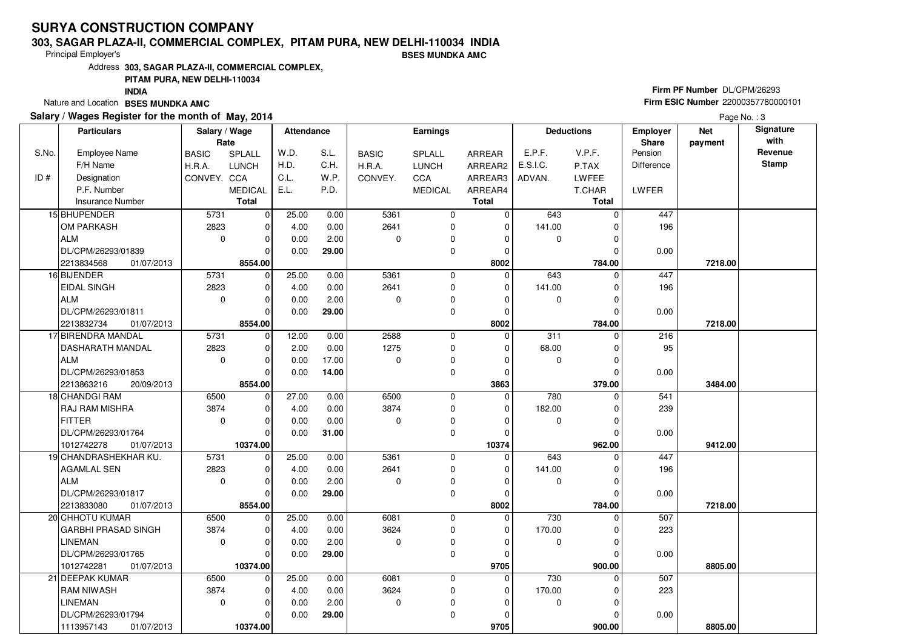# SURYA CONSTRUCTION COMPANY

**303, SAGAR PLAZA-II, COMMERCIAL COMPLEX, PITAM PURA, NEW DELHI-110034 INDIA**

Principal Employer's **BSES MUNDKA AMC**

Address **303, SAGAR PLAZA-II, COMMERCIAL COMPLEX, PITAM PURA, NEW DELHI-110034 INDIA**

Nature and Location **BSES MUNDKA AMC**

**Firm PF Number** DL/CPM/26293

**Firm ESIC Number** 22000357780000101

**Salary / Wages Register for the month of May, 2014**

| S.No. / ID # | Particulars: Employee Name / F/H Name / Designation / P.F. Number / Insurance Number | Salary / Wage Rate: BASIC / H.R.A. / CONVEY. | Salary / Wage Rate: SPLALL / LUNCH / CCA / MEDICAL / Total | Attendance: W.D. / H.D. / C.L. / E.L. | Attendance: S.L. / C.H. / W.P. / P.D. | Earnings: BASIC / H.R.A. / CONVEY. | Earnings: SPLALL / LUNCH / CCA / MEDICAL | Earnings: ARREAR / ARREAR2 / ARREAR3 / ARREAR4 / Total | Deductions: E.P.F. / E.S.I.C. / ADVAN. | Deductions: V.P.F. / P.TAX / LWFEE / T.CHAR / Total | Employer Share: Pension / Difference / LWFER | Net payment | Signature with Revenue Stamp |
|---|---|---|---|---|---|---|---|---|---|---|---|---|---|
| 15 | BHUPENDER | 5731 | 0 | 25.00 | 0.00 | 5361 | 0 | 0 | 643 | 0 | 447 | | |
| | OM PARKASH | 2823 | 0 | 4.00 | 0.00 | 2641 | 0 | 0 | 141.00 | 0 | 196 | | |
| | ALM | 0 | 0 | 0.00 | 2.00 | 0 | 0 | 0 | 0 | 0 | | | |
| | DL/CPM/26293/01839 | | 0 | 0.00 | 29.00 | | 0 | 0 | | 0 | 0.00 | | |
| | 2213834568 01/07/2013 | | 8554.00 | | | | | 8002 | | 784.00 | | 7218.00 | |
| 16 | BIJENDER | 5731 | 0 | 25.00 | 0.00 | 5361 | 0 | 0 | 643 | 0 | 447 | | |
| | EIDAL SINGH | 2823 | 0 | 4.00 | 0.00 | 2641 | 0 | 0 | 141.00 | 0 | 196 | | |
| | ALM | 0 | 0 | 0.00 | 2.00 | 0 | 0 | 0 | 0 | 0 | | | |
| | DL/CPM/26293/01811 | | 0 | 0.00 | 29.00 | | 0 | 0 | | 0 | 0.00 | | |
| | 2213832734 01/07/2013 | | 8554.00 | | | | | 8002 | | 784.00 | | 7218.00 | |
| 17 | BIRENDRA MANDAL | 5731 | 0 | 12.00 | 0.00 | 2588 | 0 | 0 | 311 | 0 | 216 | | |
| | DASHARATH MANDAL | 2823 | 0 | 2.00 | 0.00 | 1275 | 0 | 0 | 68.00 | 0 | 95 | | |
| | ALM | 0 | 0 | 0.00 | 17.00 | 0 | 0 | 0 | 0 | 0 | | | |
| | DL/CPM/26293/01853 | | 0 | 0.00 | 14.00 | | 0 | 0 | | 0 | 0.00 | | |
| | 2213863216 20/09/2013 | | 8554.00 | | | | | 3863 | | 379.00 | | 3484.00 | |
| 18 | CHANDGI RAM | 6500 | 0 | 27.00 | 0.00 | 6500 | 0 | 0 | 780 | 0 | 541 | | |
| | RAJ RAM MISHRA | 3874 | 0 | 4.00 | 0.00 | 3874 | 0 | 0 | 182.00 | 0 | 239 | | |
| | FITTER | 0 | 0 | 0.00 | 0.00 | 0 | 0 | 0 | 0 | 0 | | | |
| | DL/CPM/26293/01764 | | 0 | 0.00 | 31.00 | | 0 | 0 | | 0 | 0.00 | | |
| | 1012742278 01/07/2013 | | 10374.00 | | | | | 10374 | | 962.00 | | 9412.00 | |
| 19 | CHANDRASHEKHAR KU. | 5731 | 0 | 25.00 | 0.00 | 5361 | 0 | 0 | 643 | 0 | 447 | | |
| | AGAMLAL SEN | 2823 | 0 | 4.00 | 0.00 | 2641 | 0 | 0 | 141.00 | 0 | 196 | | |
| | ALM | 0 | 0 | 0.00 | 2.00 | 0 | 0 | 0 | 0 | 0 | | | |
| | DL/CPM/26293/01817 | | 0 | 0.00 | 29.00 | | 0 | 0 | | 0 | 0.00 | | |
| | 2213833080 01/07/2013 | | 8554.00 | | | | | 8002 | | 784.00 | | 7218.00 | |
| 20 | CHHOTU KUMAR | 6500 | 0 | 25.00 | 0.00 | 6081 | 0 | 0 | 730 | 0 | 507 | | |
| | GARBHI PRASAD SINGH | 3874 | 0 | 4.00 | 0.00 | 3624 | 0 | 0 | 170.00 | 0 | 223 | | |
| | LINEMAN | 0 | 0 | 0.00 | 2.00 | 0 | 0 | 0 | 0 | 0 | | | |
| | DL/CPM/26293/01765 | | 0 | 0.00 | 29.00 | | 0 | 0 | | 0 | 0.00 | | |
| | 1012742281 01/07/2013 | | 10374.00 | | | | | 9705 | | 900.00 | | 8805.00 | |
| 21 | DEEPAK KUMAR | 6500 | 0 | 25.00 | 0.00 | 6081 | 0 | 0 | 730 | 0 | 507 | | |
| | RAM NIWASH | 3874 | 0 | 4.00 | 0.00 | 3624 | 0 | 0 | 170.00 | 0 | 223 | | |
| | LINEMAN | 0 | 0 | 0.00 | 2.00 | 0 | 0 | 0 | 0 | 0 | | | |
| | DL/CPM/26293/01794 | | 0 | 0.00 | 29.00 | | 0 | 0 | | 0 | 0.00 | | |
| | 1113957143 01/07/2013 | | 10374.00 | | | | | 9705 | | 900.00 | | 8805.00 | |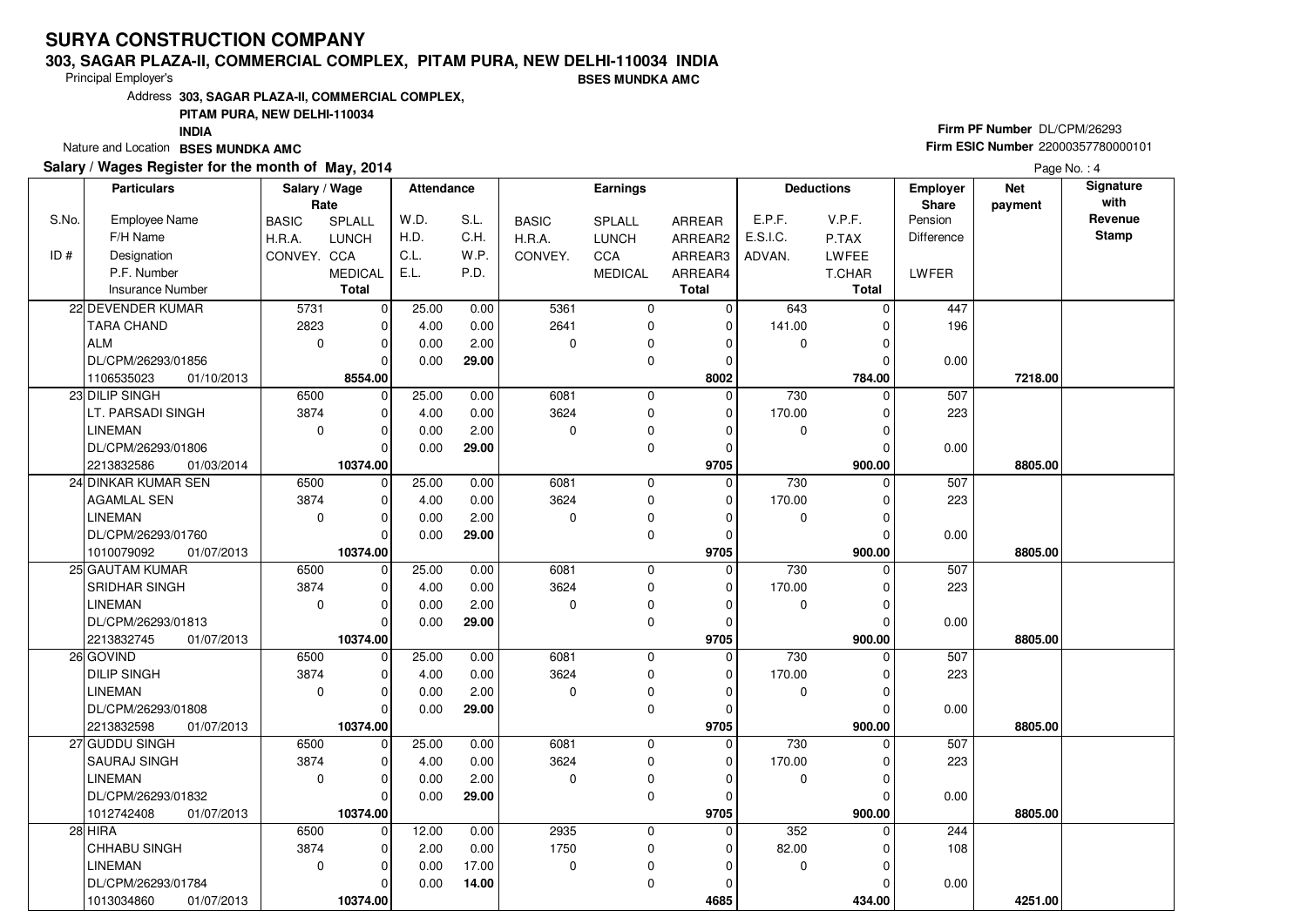# SURYA CONSTRUCTION COMPANY

**303, SAGAR PLAZA-II, COMMERCIAL COMPLEX, PITAM PURA, NEW DELHI-110034 INDIA**

Principal Employer's **BSES MUNDKA AMC**

Address **303, SAGAR PLAZA-II, COMMERCIAL COMPLEX, PITAM PURA, NEW DELHI-110034 INDIA**

Nature and Location **BSES MUNDKA AMC**

**Firm PF Number** DL/CPM/26293

**Firm ESIC Number** 22000357780000101

**Salary / Wages Register for the month of May, 2014**

| S.No. / ID # | Particulars: Employee Name / F/H Name / Designation / P.F. Number / Insurance Number | Salary / Wage Rate: BASIC / H.R.A. / CONVEY. | Salary / Wage Rate: SPLALL / LUNCH / CCA / MEDICAL / Total | Attendance: W.D. / H.D. / C.L. / E.L. | Attendance: S.L. / C.H. / W.P. / P.D. | Earnings: BASIC / H.R.A. / CONVEY. | Earnings: SPLALL / LUNCH / CCA / MEDICAL | Earnings: ARREAR / ARREAR2 / ARREAR3 / ARREAR4 / Total | Deductions: E.P.F. / E.S.I.C. / ADVAN. | Deductions: V.P.F. / P.TAX / LWFEE / T.CHAR / Total | Employer Share: Pension / Difference / LWFER | Net payment | Signature with Revenue Stamp |
|---|---|---|---|---|---|---|---|---|---|---|---|---|---|
| 22 | DEVENDER KUMAR / TARA CHAND / ALM / DL/CPM/26293/01856 / 1106535023 01/10/2013 | 5731 / 2823 / 0 | 0 / 0 / 0 / 0 / **8554.00** | 25.00 / 4.00 / 0.00 / 0.00 | 0.00 / 0.00 / 2.00 / **29.00** | 5361 / 2641 / 0 | 0 / 0 / 0 / 0 | 0 / 0 / 0 / 0 / **8002** | 643 / 141.00 / 0 | 0 / 0 / 0 / 0 / **784.00** | 447 / 196 / 0.00 | **7218.00** | |
| 23 | DILIP SINGH / LT. PARSADI SINGH / LINEMAN / DL/CPM/26293/01806 / 2213832586 01/03/2014 | 6500 / 3874 / 0 | 0 / 0 / 0 / 0 / **10374.00** | 25.00 / 4.00 / 0.00 / 0.00 | 0.00 / 0.00 / 2.00 / **29.00** | 6081 / 3624 / 0 | 0 / 0 / 0 / 0 | 0 / 0 / 0 / 0 / **9705** | 730 / 170.00 / 0 | 0 / 0 / 0 / 0 / **900.00** | 507 / 223 / 0.00 | **8805.00** | |
| 24 | DINKAR KUMAR SEN / AGAMLAL SEN / LINEMAN / DL/CPM/26293/01760 / 1010079092 01/07/2013 | 6500 / 3874 / 0 | 0 / 0 / 0 / 0 / **10374.00** | 25.00 / 4.00 / 0.00 / 0.00 | 0.00 / 0.00 / 2.00 / **29.00** | 6081 / 3624 / 0 | 0 / 0 / 0 / 0 | 0 / 0 / 0 / 0 / **9705** | 730 / 170.00 / 0 | 0 / 0 / 0 / 0 / **900.00** | 507 / 223 / 0.00 | **8805.00** | |
| 25 | GAUTAM KUMAR / SRIDHAR SINGH / LINEMAN / DL/CPM/26293/01813 / 2213832745 01/07/2013 | 6500 / 3874 / 0 | 0 / 0 / 0 / 0 / **10374.00** | 25.00 / 4.00 / 0.00 / 0.00 | 0.00 / 0.00 / 2.00 / **29.00** | 6081 / 3624 / 0 | 0 / 0 / 0 / 0 | 0 / 0 / 0 / 0 / **9705** | 730 / 170.00 / 0 | 0 / 0 / 0 / 0 / **900.00** | 507 / 223 / 0.00 | **8805.00** | |
| 26 | GOVIND / DILIP SINGH / LINEMAN / DL/CPM/26293/01808 / 2213832598 01/07/2013 | 6500 / 3874 / 0 | 0 / 0 / 0 / 0 / **10374.00** | 25.00 / 4.00 / 0.00 / 0.00 | 0.00 / 0.00 / 2.00 / **29.00** | 6081 / 3624 / 0 | 0 / 0 / 0 / 0 | 0 / 0 / 0 / 0 / **9705** | 730 / 170.00 / 0 | 0 / 0 / 0 / 0 / **900.00** | 507 / 223 / 0.00 | **8805.00** | |
| 27 | GUDDU SINGH / SAURAJ SINGH / LINEMAN / DL/CPM/26293/01832 / 1012742408 01/07/2013 | 6500 / 3874 / 0 | 0 / 0 / 0 / 0 / **10374.00** | 25.00 / 4.00 / 0.00 / 0.00 | 0.00 / 0.00 / 2.00 / **29.00** | 6081 / 3624 / 0 | 0 / 0 / 0 / 0 | 0 / 0 / 0 / 0 / **9705** | 730 / 170.00 / 0 | 0 / 0 / 0 / 0 / **900.00** | 507 / 223 / 0.00 | **8805.00** | |
| 28 | HIRA / CHHABU SINGH / LINEMAN / DL/CPM/26293/01784 / 1013034860 01/07/2013 | 6500 / 3874 / 0 | 0 / 0 / 0 / 0 / **10374.00** | 12.00 / 2.00 / 0.00 / 0.00 | 0.00 / 0.00 / 17.00 / **14.00** | 2935 / 1750 / 0 | 0 / 0 / 0 / 0 | 0 / 0 / 0 / 0 / **4685** | 352 / 82.00 / 0 | 0 / 0 / 0 / 0 / **434.00** | 244 / 108 / 0.00 | **4251.00** | |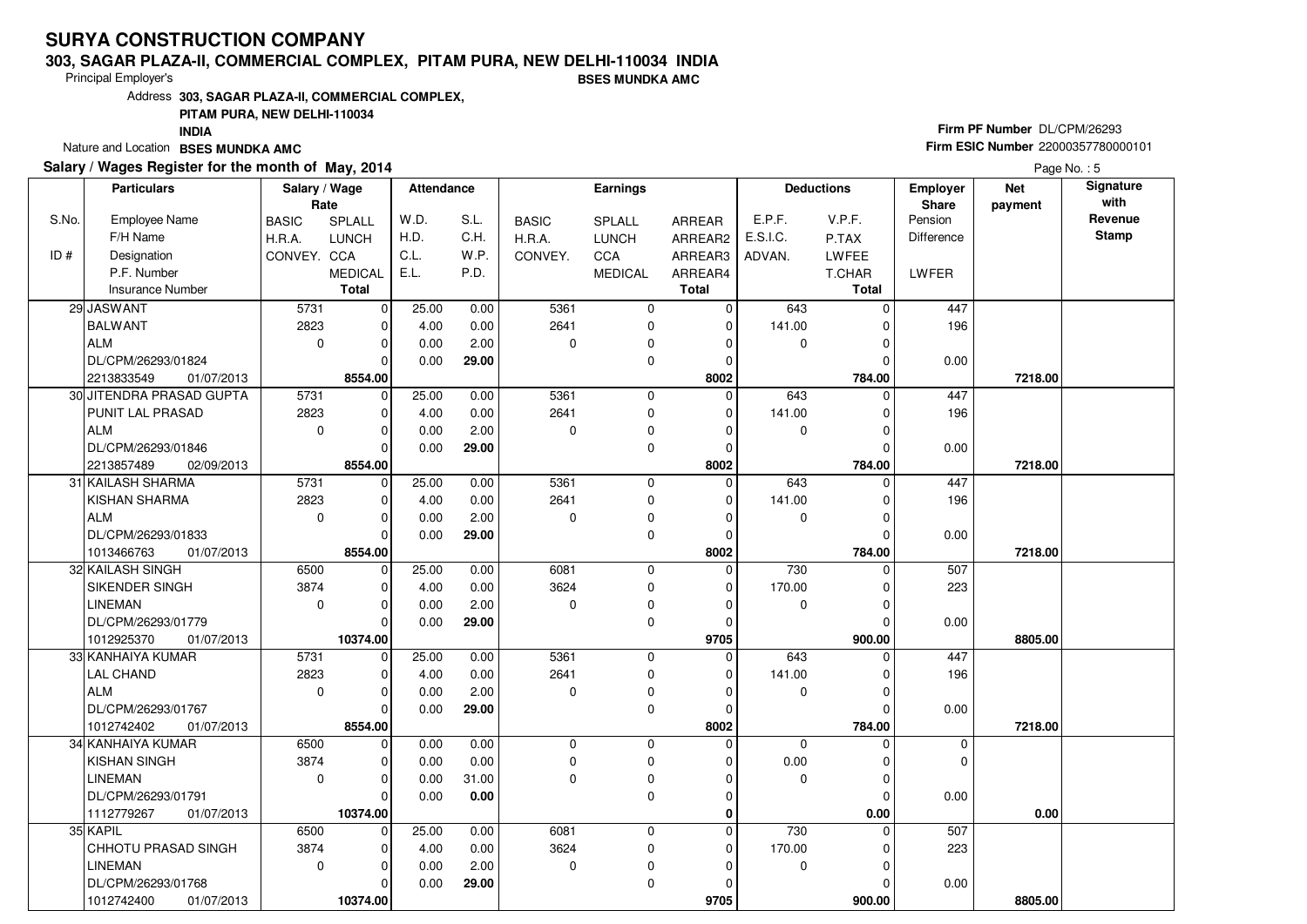# SURYA CONSTRUCTION COMPANY

**303, SAGAR PLAZA-II, COMMERCIAL COMPLEX, PITAM PURA, NEW DELHI-110034 INDIA**

Principal Employer's **BSES MUNDKA AMC**

Address **303, SAGAR PLAZA-II, COMMERCIAL COMPLEX, PITAM PURA, NEW DELHI-110034 INDIA**

Nature and Location **BSES MUNDKA AMC**

**Firm PF Number** DL/CPM/26293

**Firm ESIC Number** 22000357780000101

**Salary / Wages Register for the month of May, 2014**

| S.No. / ID # | Particulars: Employee Name / F/H Name / Designation / P.F. Number / Insurance Number | Salary / Wage Rate: BASIC / H.R.A. / CONVEY. | Salary / Wage Rate: SPLALL / LUNCH / CCA / MEDICAL / Total | Attendance: W.D. / H.D. / C.L. / E.L. | Attendance: S.L. / C.H. / W.P. / P.D. | Earnings: BASIC / H.R.A. / CONVEY. | Earnings: SPLALL / LUNCH / CCA / MEDICAL | Earnings: ARREAR / ARREAR2 / ARREAR3 / ARREAR4 / Total | Deductions: E.P.F. / E.S.I.C. / ADVAN. | Deductions: V.P.F. / P.TAX / LWFEE / T.CHAR / Total | Employer Share: Pension / Difference / LWFER | Net payment | Signature with Revenue Stamp |
|---|---|---|---|---|---|---|---|---|---|---|---|---|---|
| 29 | JASWANT<br>BALWANT<br>ALM<br>DL/CPM/26293/01824<br>2213833549 01/07/2013 | 5731<br>2823<br>0 | 0<br>0<br>0<br>0<br>**8554.00** | 25.00<br>4.00<br>0.00<br>0.00 | 0.00<br>0.00<br>2.00<br>**29.00** | 5361<br>2641<br>0 | 0<br>0<br>0<br>0 | 0<br>0<br>0<br>0<br>**8002** | 643<br>141.00<br>0 | 0<br>0<br>0<br>0<br>**784.00** | 447<br>196<br><br>0.00 | **7218.00** | |
| 30 | JITENDRA PRASAD GUPTA<br>PUNIT LAL PRASAD<br>ALM<br>DL/CPM/26293/01846<br>2213857489 02/09/2013 | 5731<br>2823<br>0 | 0<br>0<br>0<br>0<br>**8554.00** | 25.00<br>4.00<br>0.00<br>0.00 | 0.00<br>0.00<br>2.00<br>**29.00** | 5361<br>2641<br>0 | 0<br>0<br>0<br>0 | 0<br>0<br>0<br>0<br>**8002** | 643<br>141.00<br>0 | 0<br>0<br>0<br>0<br>**784.00** | 447<br>196<br><br>0.00 | **7218.00** | |
| 31 | KAILASH SHARMA<br>KISHAN SHARMA<br>ALM<br>DL/CPM/26293/01833<br>1013466763 01/07/2013 | 5731<br>2823<br>0 | 0<br>0<br>0<br>0<br>**8554.00** | 25.00<br>4.00<br>0.00<br>0.00 | 0.00<br>0.00<br>2.00<br>**29.00** | 5361<br>2641<br>0 | 0<br>0<br>0<br>0 | 0<br>0<br>0<br>0<br>**8002** | 643<br>141.00<br>0 | 0<br>0<br>0<br>0<br>**784.00** | 447<br>196<br><br>0.00 | **7218.00** | |
| 32 | KAILASH SINGH<br>SIKENDER SINGH<br>LINEMAN<br>DL/CPM/26293/01779<br>1012925370 01/07/2013 | 6500<br>3874<br>0 | 0<br>0<br>0<br>0<br>**10374.00** | 25.00<br>4.00<br>0.00<br>0.00 | 0.00<br>0.00<br>2.00<br>**29.00** | 6081<br>3624<br>0 | 0<br>0<br>0<br>0 | 0<br>0<br>0<br>0<br>**9705** | 730<br>170.00<br>0 | 0<br>0<br>0<br>0<br>**900.00** | 507<br>223<br><br>0.00 | **8805.00** | |
| 33 | KANHAIYA KUMAR<br>LAL CHAND<br>ALM<br>DL/CPM/26293/01767<br>1012742402 01/07/2013 | 5731<br>2823<br>0 | 0<br>0<br>0<br>0<br>**8554.00** | 25.00<br>4.00<br>0.00<br>0.00 | 0.00<br>0.00<br>2.00<br>**29.00** | 5361<br>2641<br>0 | 0<br>0<br>0<br>0 | 0<br>0<br>0<br>0<br>**8002** | 643<br>141.00<br>0 | 0<br>0<br>0<br>0<br>**784.00** | 447<br>196<br><br>0.00 | **7218.00** | |
| 34 | KANHAIYA KUMAR<br>KISHAN SINGH<br>LINEMAN<br>DL/CPM/26293/01791<br>1112779267 01/07/2013 | 6500<br>3874<br>0 | 0<br>0<br>0<br>0<br>**10374.00** | 0.00<br>0.00<br>0.00<br>0.00 | 0.00<br>0.00<br>31.00<br>**0.00** | 0<br>0<br>0 | 0<br>0<br>0<br>0 | 0<br>0<br>0<br>0<br>**0** | 0<br>0.00<br>0 | 0<br>0<br>0<br>0<br>**0.00** | 0<br>0<br><br>0.00 | **0.00** | |
| 35 | KAPIL<br>CHHOTU PRASAD SINGH<br>LINEMAN<br>DL/CPM/26293/01768<br>1012742400 01/07/2013 | 6500<br>3874<br>0 | 0<br>0<br>0<br>0<br>**10374.00** | 25.00<br>4.00<br>0.00<br>0.00 | 0.00<br>0.00<br>2.00<br>**29.00** | 6081<br>3624<br>0 | 0<br>0<br>0<br>0 | 0<br>0<br>0<br>0<br>**9705** | 730<br>170.00<br>0 | 0<br>0<br>0<br>0<br>**900.00** | 507<br>223<br><br>0.00 | **8805.00** | |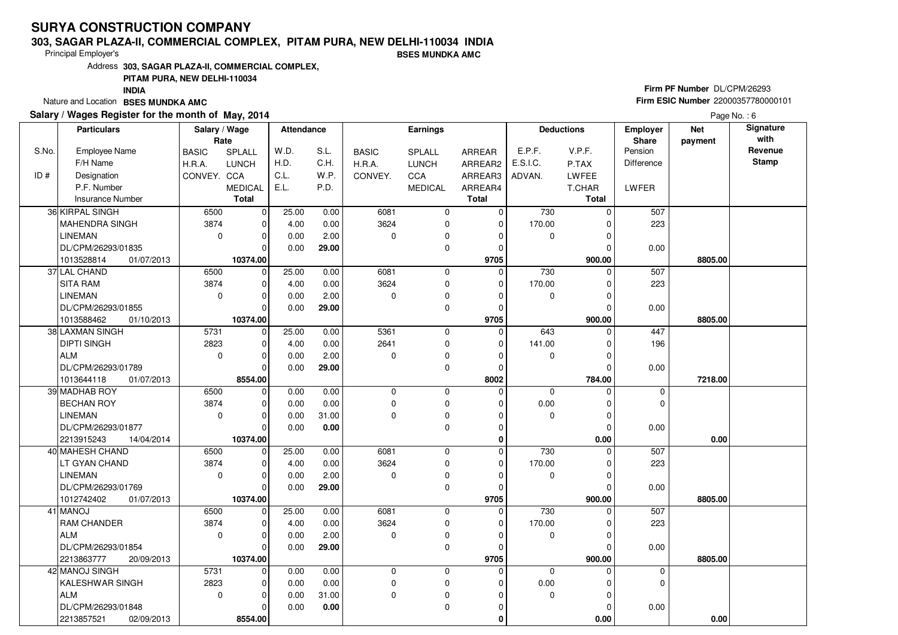# SURYA CONSTRUCTION COMPANY

**303, SAGAR PLAZA-II, COMMERCIAL COMPLEX, PITAM PURA, NEW DELHI-110034 INDIA**

Principal Employer's **BSES MUNDKA AMC**

Address **303, SAGAR PLAZA-II, COMMERCIAL COMPLEX, PITAM PURA, NEW DELHI-110034 INDIA**

Nature and Location **BSES MUNDKA AMC**

**Firm PF Number** DL/CPM/26293

**Firm ESIC Number** 22000357780000101

**Salary / Wages Register for the month of May, 2014**

| S.No. / ID # | Employee Name / F/H Name / Designation / P.F. Number / Insurance Number | BASIC / H.R.A. / CONVEY. | SPLALL / LUNCH / CCA / MEDICAL / Total | W.D. / H.D. / C.L. / E.L. | S.L. / C.H. / W.P. / P.D. | BASIC / H.R.A. / CONVEY. | SPLALL / LUNCH / CCA / MEDICAL | ARREAR / ARREAR2 / ARREAR3 / ARREAR4 / Total | E.P.F. / E.S.I.C. / ADVAN. | V.P.F. / P.TAX / LWFEE / T.CHAR / Total | Employer Share: Pension / Difference / LWFER | Net payment | Signature with Revenue Stamp |
|---|---|---|---|---|---|---|---|---|---|---|---|---|---|
| 36 | KIRPAL SINGH | 6500 | 0 | 25.00 | 0.00 | 6081 | 0 | 0 | 730 | 0 | 507 | | |
| | MAHENDRA SINGH | 3874 | 0 | 4.00 | 0.00 | 3624 | 0 | 0 | 170.00 | 0 | 223 | | |
| | LINEMAN | 0 | 0 | 0.00 | 2.00 | 0 | 0 | 0 | 0 | 0 | | | |
| | DL/CPM/26293/01835 | | 0 | 0.00 | **29.00** | | 0 | 0 | | 0 | 0.00 | | |
| | 1013528814 01/07/2013 | | **10374.00** | | | | | **9705** | | **900.00** | | **8805.00** | |
| 37 | LAL CHAND | 6500 | 0 | 25.00 | 0.00 | 6081 | 0 | 0 | 730 | 0 | 507 | | |
| | SITA RAM | 3874 | 0 | 4.00 | 0.00 | 3624 | 0 | 0 | 170.00 | 0 | 223 | | |
| | LINEMAN | 0 | 0 | 0.00 | 2.00 | 0 | 0 | 0 | 0 | 0 | | | |
| | DL/CPM/26293/01855 | | 0 | 0.00 | **29.00** | | 0 | 0 | | 0 | 0.00 | | |
| | 1013588462 01/10/2013 | | **10374.00** | | | | | **9705** | | **900.00** | | **8805.00** | |
| 38 | LAXMAN SINGH | 5731 | 0 | 25.00 | 0.00 | 5361 | 0 | 0 | 643 | 0 | 447 | | |
| | DIPTI SINGH | 2823 | 0 | 4.00 | 0.00 | 2641 | 0 | 0 | 141.00 | 0 | 196 | | |
| | ALM | 0 | 0 | 0.00 | 2.00 | 0 | 0 | 0 | 0 | 0 | | | |
| | DL/CPM/26293/01789 | | 0 | 0.00 | **29.00** | | 0 | 0 | | 0 | 0.00 | | |
| | 1013644118 01/07/2013 | | **8554.00** | | | | | **8002** | | **784.00** | | **7218.00** | |
| 39 | MADHAB ROY | 6500 | 0 | 0.00 | 0.00 | 0 | 0 | 0 | 0 | 0 | 0 | | |
| | BECHAN ROY | 3874 | 0 | 0.00 | 0.00 | 0 | 0 | 0 | 0.00 | 0 | 0 | | |
| | LINEMAN | 0 | 0 | 0.00 | 31.00 | 0 | 0 | 0 | 0 | 0 | | | |
| | DL/CPM/26293/01877 | | 0 | 0.00 | **0.00** | | 0 | 0 | | 0 | 0.00 | | |
| | 2213915243 14/04/2014 | | **10374.00** | | | | | **0** | | **0.00** | | **0.00** | |
| 40 | MAHESH CHAND | 6500 | 0 | 25.00 | 0.00 | 6081 | 0 | 0 | 730 | 0 | 507 | | |
| | LT GYAN CHAND | 3874 | 0 | 4.00 | 0.00 | 3624 | 0 | 0 | 170.00 | 0 | 223 | | |
| | LINEMAN | 0 | 0 | 0.00 | 2.00 | 0 | 0 | 0 | 0 | 0 | | | |
| | DL/CPM/26293/01769 | | 0 | 0.00 | **29.00** | | 0 | 0 | | 0 | 0.00 | | |
| | 1012742402 01/07/2013 | | **10374.00** | | | | | **9705** | | **900.00** | | **8805.00** | |
| 41 | MANOJ | 6500 | 0 | 25.00 | 0.00 | 6081 | 0 | 0 | 730 | 0 | 507 | | |
| | RAM CHANDER | 3874 | 0 | 4.00 | 0.00 | 3624 | 0 | 0 | 170.00 | 0 | 223 | | |
| | ALM | 0 | 0 | 0.00 | 2.00 | 0 | 0 | 0 | 0 | 0 | | | |
| | DL/CPM/26293/01854 | | 0 | 0.00 | **29.00** | | 0 | 0 | | 0 | 0.00 | | |
| | 2213863777 20/09/2013 | | **10374.00** | | | | | **9705** | | **900.00** | | **8805.00** | |
| 42 | MANOJ SINGH | 5731 | 0 | 0.00 | 0.00 | 0 | 0 | 0 | 0 | 0 | 0 | | |
| | KALESHWAR SINGH | 2823 | 0 | 0.00 | 0.00 | 0 | 0 | 0 | 0.00 | 0 | 0 | | |
| | ALM | 0 | 0 | 0.00 | 31.00 | 0 | 0 | 0 | 0 | 0 | | | |
| | DL/CPM/26293/01848 | | 0 | 0.00 | **0.00** | | 0 | 0 | | 0 | 0.00 | | |
| | 2213857521 02/09/2013 | | **8554.00** | | | | | **0** | | **0.00** | | **0.00** | |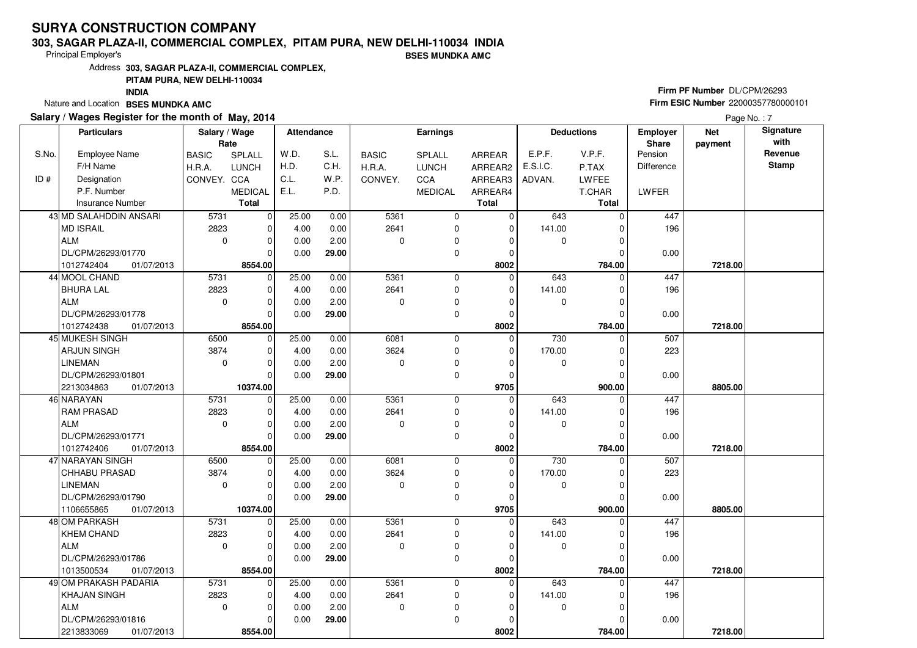# SURYA CONSTRUCTION COMPANY

**303, SAGAR PLAZA-II, COMMERCIAL COMPLEX, PITAM PURA, NEW DELHI-110034 INDIA**

Principal Employer's **BSES MUNDKA AMC**

Address **303, SAGAR PLAZA-II, COMMERCIAL COMPLEX, PITAM PURA, NEW DELHI-110034 INDIA**

Nature and Location **BSES MUNDKA AMC**

**Firm PF Number** DL/CPM/26293

**Firm ESIC Number** 22000357780000101

**Salary / Wages Register for the month of May, 2014**

Page No. : 7

| S.No. / ID # | Employee Name / F/H Name / Designation / P.F. Number / Insurance Number | BASIC / H.R.A. / CONVEY. | SPLALL / LUNCH / CCA / MEDICAL / Total | W.D. / H.D. / C.L. / E.L. | S.L. / C.H. / W.P. / P.D. | BASIC / H.R.A. / CONVEY. | SPLALL / LUNCH / CCA / MEDICAL | ARREAR / ARREAR2 / ARREAR3 / ARREAR4 / Total | E.P.F. / E.S.I.C. / ADVAN. | V.P.F. / P.TAX / LWFEE / T.CHAR / Total | Employer Share Pension / Difference / LWFER | Net payment | Signature with Revenue Stamp |
|---|---|---|---|---|---|---|---|---|---|---|---|---|---|
| 43 | MD SALAHDDIN ANSARI | 5731 | 0 | 25.00 | 0.00 | 5361 | 0 | 0 | 643 | 0 | 447 | | |
| | MD ISRAIL | 2823 | 0 | 4.00 | 0.00 | 2641 | 0 | 0 | 141.00 | 0 | 196 | | |
| | ALM | 0 | 0 | 0.00 | 2.00 | 0 | 0 | 0 | 0 | 0 | | | |
| | DL/CPM/26293/01770 | | 0 | 0.00 | **29.00** | | 0 | 0 | | 0 | 0.00 | | |
| | 1012742404 01/07/2013 | | **8554.00** | | | | | **8002** | | **784.00** | | **7218.00** | |
| 44 | MOOL CHAND | 5731 | 0 | 25.00 | 0.00 | 5361 | 0 | 0 | 643 | 0 | 447 | | |
| | BHURA LAL | 2823 | 0 | 4.00 | 0.00 | 2641 | 0 | 0 | 141.00 | 0 | 196 | | |
| | ALM | 0 | 0 | 0.00 | 2.00 | 0 | 0 | 0 | 0 | 0 | | | |
| | DL/CPM/26293/01778 | | 0 | 0.00 | **29.00** | | 0 | 0 | | 0 | 0.00 | | |
| | 1012742438 01/07/2013 | | **8554.00** | | | | | **8002** | | **784.00** | | **7218.00** | |
| 45 | MUKESH SINGH | 6500 | 0 | 25.00 | 0.00 | 6081 | 0 | 0 | 730 | 0 | 507 | | |
| | ARJUN SINGH | 3874 | 0 | 4.00 | 0.00 | 3624 | 0 | 0 | 170.00 | 0 | 223 | | |
| | LINEMAN | 0 | 0 | 0.00 | 2.00 | 0 | 0 | 0 | 0 | 0 | | | |
| | DL/CPM/26293/01801 | | 0 | 0.00 | **29.00** | | 0 | 0 | | 0 | 0.00 | | |
| | 2213034863 01/07/2013 | | **10374.00** | | | | | **9705** | | **900.00** | | **8805.00** | |
| 46 | NARAYAN | 5731 | 0 | 25.00 | 0.00 | 5361 | 0 | 0 | 643 | 0 | 447 | | |
| | RAM PRASAD | 2823 | 0 | 4.00 | 0.00 | 2641 | 0 | 0 | 141.00 | 0 | 196 | | |
| | ALM | 0 | 0 | 0.00 | 2.00 | 0 | 0 | 0 | 0 | 0 | | | |
| | DL/CPM/26293/01771 | | 0 | 0.00 | **29.00** | | 0 | 0 | | 0 | 0.00 | | |
| | 1012742406 01/07/2013 | | **8554.00** | | | | | **8002** | | **784.00** | | **7218.00** | |
| 47 | NARAYAN SINGH | 6500 | 0 | 25.00 | 0.00 | 6081 | 0 | 0 | 730 | 0 | 507 | | |
| | CHHABU PRASAD | 3874 | 0 | 4.00 | 0.00 | 3624 | 0 | 0 | 170.00 | 0 | 223 | | |
| | LINEMAN | 0 | 0 | 0.00 | 2.00 | 0 | 0 | 0 | 0 | 0 | | | |
| | DL/CPM/26293/01790 | | 0 | 0.00 | **29.00** | | 0 | 0 | | 0 | 0.00 | | |
| | 1106655865 01/07/2013 | | **10374.00** | | | | | **9705** | | **900.00** | | **8805.00** | |
| 48 | OM PARKASH | 5731 | 0 | 25.00 | 0.00 | 5361 | 0 | 0 | 643 | 0 | 447 | | |
| | KHEM CHAND | 2823 | 0 | 4.00 | 0.00 | 2641 | 0 | 0 | 141.00 | 0 | 196 | | |
| | ALM | 0 | 0 | 0.00 | 2.00 | 0 | 0 | 0 | 0 | 0 | | | |
| | DL/CPM/26293/01786 | | 0 | 0.00 | **29.00** | | 0 | 0 | | 0 | 0.00 | | |
| | 1013500534 01/07/2013 | | **8554.00** | | | | | **8002** | | **784.00** | | **7218.00** | |
| 49 | OM PRAKASH PADARIA | 5731 | 0 | 25.00 | 0.00 | 5361 | 0 | 0 | 643 | 0 | 447 | | |
| | KHAJAN SINGH | 2823 | 0 | 4.00 | 0.00 | 2641 | 0 | 0 | 141.00 | 0 | 196 | | |
| | ALM | 0 | 0 | 0.00 | 2.00 | 0 | 0 | 0 | 0 | 0 | | | |
| | DL/CPM/26293/01816 | | 0 | 0.00 | **29.00** | | 0 | 0 | | 0 | 0.00 | | |
| | 2213833069 01/07/2013 | | **8554.00** | | | | | **8002** | | **784.00** | | **7218.00** | |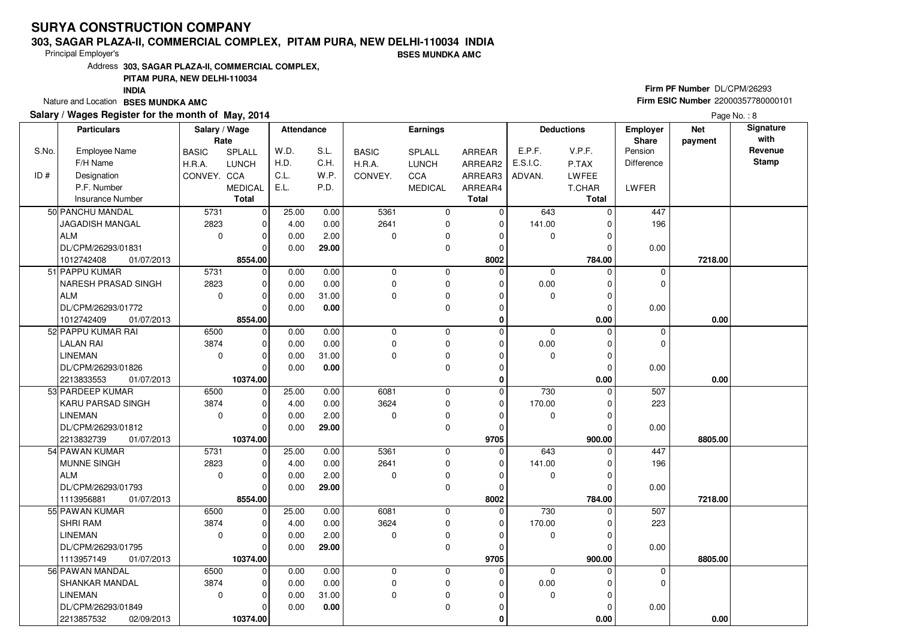# SURYA CONSTRUCTION COMPANY

## 303, SAGAR PLAZA-II, COMMERCIAL COMPLEX, PITAM PURA, NEW DELHI-110034 INDIA

Principal Employer's **BSES MUNDKA AMC**

Address **303, SAGAR PLAZA-II, COMMERCIAL COMPLEX, PITAM PURA, NEW DELHI-110034 INDIA**

Nature and Location **BSES MUNDKA AMC**

**Firm PF Number** DL/CPM/26293

**Firm ESIC Number** 22000357780000101

**Salary / Wages Register for the month of May, 2014**

| S.No. / ID # | Particulars: Employee Name / F/H Name / Designation / P.F. Number / Insurance Number | Salary / Wage Rate: BASIC / H.R.A. / CONVEY. | SPLALL / LUNCH / CCA / MEDICAL / Total | Attendance: W.D. / H.D. / C.L. / E.L. | S.L. / C.H. / W.P. / P.D. | Earnings: BASIC / H.R.A. / CONVEY. | SPLALL / LUNCH / CCA / MEDICAL | ARREAR / ARREAR2 / ARREAR3 / ARREAR4 / Total | Deductions: E.P.F. / E.S.I.C. / ADVAN. | V.P.F. / P.TAX / LWFEE / T.CHAR / Total | Employer Share: Pension / Difference / LWFER | Net payment | Signature with Revenue Stamp |
|---|---|---|---|---|---|---|---|---|---|---|---|---|---|
| 50 | PANCHU MANDAL | 5731 | 0 | 25.00 | 0.00 | 5361 | 0 | 0 | 643 | 0 | 447 | | |
| | JAGADISH MANGAL | 2823 | 0 | 4.00 | 0.00 | 2641 | 0 | 0 | 141.00 | 0 | 196 | | |
| | ALM | 0 | 0 | 0.00 | 2.00 | 0 | 0 | 0 | 0 | 0 | | | |
| | DL/CPM/26293/01831 | | 0 | 0.00 | **29.00** | | 0 | 0 | | 0 | 0.00 | | |
| | 1012742408 01/07/2013 | | **8554.00** | | | | | **8002** | | **784.00** | | **7218.00** | |
| 51 | PAPPU KUMAR | 5731 | 0 | 0.00 | 0.00 | 0 | 0 | 0 | 0 | 0 | 0 | | |
| | NARESH PRASAD SINGH | 2823 | 0 | 0.00 | 0.00 | 0 | 0 | 0 | 0.00 | 0 | 0 | | |
| | ALM | 0 | 0 | 0.00 | 31.00 | 0 | 0 | 0 | 0 | 0 | | | |
| | DL/CPM/26293/01772 | | 0 | 0.00 | **0.00** | | 0 | 0 | | 0 | 0.00 | | |
| | 1012742409 01/07/2013 | | **8554.00** | | | | | **0** | | **0.00** | | **0.00** | |
| 52 | PAPPU KUMAR RAI | 6500 | 0 | 0.00 | 0.00 | 0 | 0 | 0 | 0 | 0 | 0 | | |
| | LALAN RAI | 3874 | 0 | 0.00 | 0.00 | 0 | 0 | 0 | 0.00 | 0 | 0 | | |
| | LINEMAN | 0 | 0 | 0.00 | 31.00 | 0 | 0 | 0 | 0 | 0 | | | |
| | DL/CPM/26293/01826 | | 0 | 0.00 | **0.00** | | 0 | 0 | | 0 | 0.00 | | |
| | 2213833553 01/07/2013 | | **10374.00** | | | | | **0** | | **0.00** | | **0.00** | |
| 53 | PARDEEP KUMAR | 6500 | 0 | 25.00 | 0.00 | 6081 | 0 | 0 | 730 | 0 | 507 | | |
| | KARU PARSAD SINGH | 3874 | 0 | 4.00 | 0.00 | 3624 | 0 | 0 | 170.00 | 0 | 223 | | |
| | LINEMAN | 0 | 0 | 0.00 | 2.00 | 0 | 0 | 0 | 0 | 0 | | | |
| | DL/CPM/26293/01812 | | 0 | 0.00 | **29.00** | | 0 | 0 | | 0 | 0.00 | | |
| | 2213832739 01/07/2013 | | **10374.00** | | | | | **9705** | | **900.00** | | **8805.00** | |
| 54 | PAWAN KUMAR | 5731 | 0 | 25.00 | 0.00 | 5361 | 0 | 0 | 643 | 0 | 447 | | |
| | MUNNE SINGH | 2823 | 0 | 4.00 | 0.00 | 2641 | 0 | 0 | 141.00 | 0 | 196 | | |
| | ALM | 0 | 0 | 0.00 | 2.00 | 0 | 0 | 0 | 0 | 0 | | | |
| | DL/CPM/26293/01793 | | 0 | 0.00 | **29.00** | | 0 | 0 | | 0 | 0.00 | | |
| | 1113956881 01/07/2013 | | **8554.00** | | | | | **8002** | | **784.00** | | **7218.00** | |
| 55 | PAWAN KUMAR | 6500 | 0 | 25.00 | 0.00 | 6081 | 0 | 0 | 730 | 0 | 507 | | |
| | SHRI RAM | 3874 | 0 | 4.00 | 0.00 | 3624 | 0 | 0 | 170.00 | 0 | 223 | | |
| | LINEMAN | 0 | 0 | 0.00 | 2.00 | 0 | 0 | 0 | 0 | 0 | | | |
| | DL/CPM/26293/01795 | | 0 | 0.00 | **29.00** | | 0 | 0 | | 0 | 0.00 | | |
| | 1113957149 01/07/2013 | | **10374.00** | | | | | **9705** | | **900.00** | | **8805.00** | |
| 56 | PAWAN MANDAL | 6500 | 0 | 0.00 | 0.00 | 0 | 0 | 0 | 0 | 0 | 0 | | |
| | SHANKAR MANDAL | 3874 | 0 | 0.00 | 0.00 | 0 | 0 | 0 | 0.00 | 0 | 0 | | |
| | LINEMAN | 0 | 0 | 0.00 | 31.00 | 0 | 0 | 0 | 0 | 0 | | | |
| | DL/CPM/26293/01849 | | 0 | 0.00 | **0.00** | | 0 | 0 | | 0 | 0.00 | | |
| | 2213857532 02/09/2013 | | **10374.00** | | | | | **0** | | **0.00** | | **0.00** | |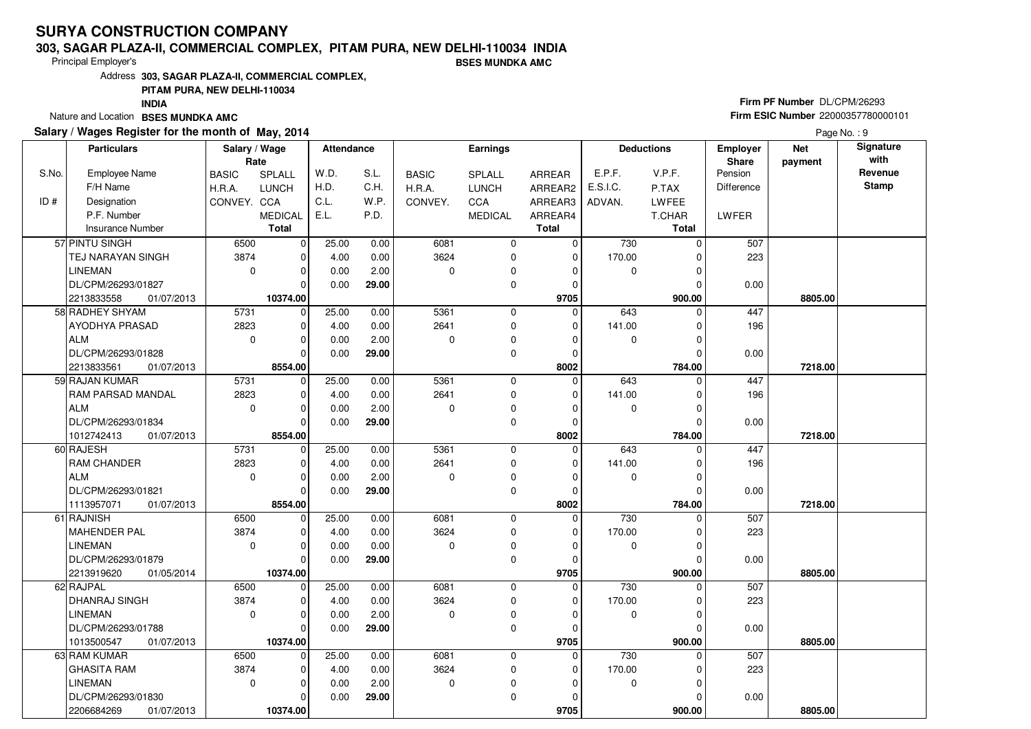# SURYA CONSTRUCTION COMPANY

**303, SAGAR PLAZA-II, COMMERCIAL COMPLEX, PITAM PURA, NEW DELHI-110034 INDIA**

Principal Employer's **BSES MUNDKA AMC**

Address **303, SAGAR PLAZA-II, COMMERCIAL COMPLEX, PITAM PURA, NEW DELHI-110034 INDIA**

Nature and Location **BSES MUNDKA AMC**

**Firm PF Number** DL/CPM/26293

**Firm ESIC Number** 22000357780000101

**Salary / Wages Register for the month of May, 2014**

| S.No. / ID # | Particulars: Employee Name / F/H Name / Designation / P.F. Number / Insurance Number | Salary / Wage Rate: BASIC / H.R.A. / CONVEY. | SPLALL / LUNCH / CCA / MEDICAL / Total | Attendance: W.D. / H.D. / C.L. / E.L. | S.L. / C.H. / W.P. / P.D. | Earnings: BASIC / H.R.A. / CONVEY. | SPLALL / LUNCH / CCA / MEDICAL | ARREAR / ARREAR2 / ARREAR3 / ARREAR4 / Total | Deductions: E.P.F. / E.S.I.C. / ADVAN. | V.P.F. / P.TAX / LWFEE / T.CHAR / Total | Employer Share: Pension / Difference / LWFER | Net payment | Signature with Revenue Stamp |
|---|---|---|---|---|---|---|---|---|---|---|---|---|---|
| 57 | PINTU SINGH / TEJ NARAYAN SINGH / LINEMAN / DL/CPM/26293/01827 / 2213833558 01/07/2013 | 6500 / 3874 / 0 | 0 / 0 / 0 / 0 / **10374.00** | 25.00 / 4.00 / 0.00 / 0.00 | 0.00 / 0.00 / 2.00 / **29.00** | 6081 / 3624 / 0 | 0 / 0 / 0 / 0 | 0 / 0 / 0 / 0 / **9705** | 730 / 170.00 / 0 | 0 / 0 / 0 / 0 / **900.00** | 507 / 223 / 0.00 | **8805.00** | |
| 58 | RADHEY SHYAM / AYODHYA PRASAD / ALM / DL/CPM/26293/01828 / 2213833561 01/07/2013 | 5731 / 2823 / 0 | 0 / 0 / 0 / 0 / **8554.00** | 25.00 / 4.00 / 0.00 / 0.00 | 0.00 / 0.00 / 2.00 / **29.00** | 5361 / 2641 / 0 | 0 / 0 / 0 / 0 | 0 / 0 / 0 / 0 / **8002** | 643 / 141.00 / 0 | 0 / 0 / 0 / 0 / **784.00** | 447 / 196 / 0.00 | **7218.00** | |
| 59 | RAJAN KUMAR / RAM PARSAD MANDAL / ALM / DL/CPM/26293/01834 / 1012742413 01/07/2013 | 5731 / 2823 / 0 | 0 / 0 / 0 / 0 / **8554.00** | 25.00 / 4.00 / 0.00 / 0.00 | 0.00 / 0.00 / 2.00 / **29.00** | 5361 / 2641 / 0 | 0 / 0 / 0 / 0 | 0 / 0 / 0 / 0 / **8002** | 643 / 141.00 / 0 | 0 / 0 / 0 / 0 / **784.00** | 447 / 196 / 0.00 | **7218.00** | |
| 60 | RAJESH / RAM CHANDER / ALM / DL/CPM/26293/01821 / 1113957071 01/07/2013 | 5731 / 2823 / 0 | 0 / 0 / 0 / 0 / **8554.00** | 25.00 / 4.00 / 0.00 / 0.00 | 0.00 / 0.00 / 2.00 / **29.00** | 5361 / 2641 / 0 | 0 / 0 / 0 / 0 | 0 / 0 / 0 / 0 / **8002** | 643 / 141.00 / 0 | 0 / 0 / 0 / 0 / **784.00** | 447 / 196 / 0.00 | **7218.00** | |
| 61 | RAJNISH / MAHENDER PAL / LINEMAN / DL/CPM/26293/01879 / 2213919620 01/05/2014 | 6500 / 3874 / 0 | 0 / 0 / 0 / 0 / **10374.00** | 25.00 / 4.00 / 0.00 / 0.00 | 0.00 / 0.00 / 0.00 / **29.00** | 6081 / 3624 / 0 | 0 / 0 / 0 / 0 | 0 / 0 / 0 / 0 / **9705** | 730 / 170.00 / 0 | 0 / 0 / 0 / 0 / **900.00** | 507 / 223 / 0.00 | **8805.00** | |
| 62 | RAJPAL / DHANRAJ SINGH / LINEMAN / DL/CPM/26293/01788 / 1013500547 01/07/2013 | 6500 / 3874 / 0 | 0 / 0 / 0 / 0 / **10374.00** | 25.00 / 4.00 / 0.00 / 0.00 | 0.00 / 0.00 / 2.00 / **29.00** | 6081 / 3624 / 0 | 0 / 0 / 0 / 0 | 0 / 0 / 0 / 0 / **9705** | 730 / 170.00 / 0 | 0 / 0 / 0 / 0 / **900.00** | 507 / 223 / 0.00 | **8805.00** | |
| 63 | RAM KUMAR / GHASITA RAM / LINEMAN / DL/CPM/26293/01830 / 2206684269 01/07/2013 | 6500 / 3874 / 0 | 0 / 0 / 0 / 0 / **10374.00** | 25.00 / 4.00 / 0.00 / 0.00 | 0.00 / 0.00 / 2.00 / **29.00** | 6081 / 3624 / 0 | 0 / 0 / 0 / 0 | 0 / 0 / 0 / 0 / **9705** | 730 / 170.00 / 0 | 0 / 0 / 0 / 0 / **900.00** | 507 / 223 / 0.00 | **8805.00** | |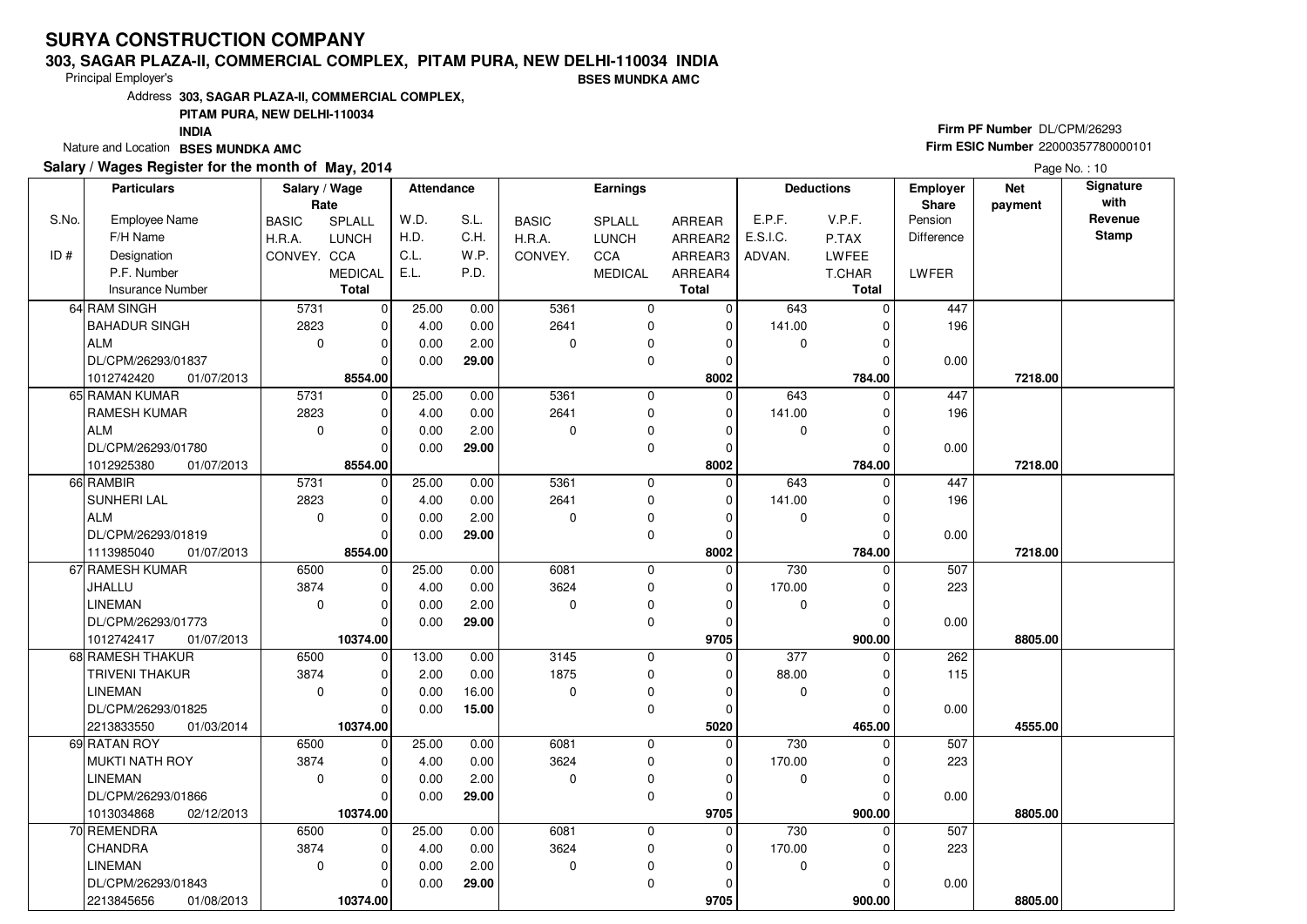# SURYA CONSTRUCTION COMPANY

**303, SAGAR PLAZA-II, COMMERCIAL COMPLEX, PITAM PURA, NEW DELHI-110034 INDIA**

Principal Employer's **BSES MUNDKA AMC**

Address **303, SAGAR PLAZA-II, COMMERCIAL COMPLEX, PITAM PURA, NEW DELHI-110034 INDIA**

Nature and Location **BSES MUNDKA AMC**

**Firm PF Number** DL/CPM/26293

**Firm ESIC Number** 22000357780000101

**Salary / Wages Register for the month of May, 2014**

| S.No. / ID # | Particulars: Employee Name / F/H Name / Designation / P.F. Number / Insurance Number | Salary / Wage Rate: BASIC / H.R.A. / CONVEY. | SPLALL / LUNCH / CCA / MEDICAL / Total | Attendance: W.D. / H.D. / C.L. / E.L. | S.L. / C.H. / W.P. / P.D. | Earnings: BASIC / H.R.A. / CONVEY. | SPLALL / LUNCH / CCA / MEDICAL | ARREAR / ARREAR2 / ARREAR3 / ARREAR4 / Total | Deductions: E.P.F. / E.S.I.C. / ADVAN. | V.P.F. / P.TAX / LWFEE / T.CHAR / Total | Employer Share: Pension / Difference / LWFER | Net payment | Signature with Revenue Stamp |
|---|---|---|---|---|---|---|---|---|---|---|---|---|---|
| 64 | RAM SINGH | 5731 | 0 | 25.00 | 0.00 | 5361 | 0 | 0 | 643 | 0 | 447 | | |
| | BAHADUR SINGH | 2823 | 0 | 4.00 | 0.00 | 2641 | 0 | 0 | 141.00 | 0 | 196 | | |
| | ALM | 0 | 0 | 0.00 | 2.00 | 0 | 0 | 0 | 0 | 0 | | | |
| | DL/CPM/26293/01837 | | 0 | 0.00 | **29.00** | | 0 | 0 | | 0 | 0.00 | | |
| | 1012742420 01/07/2013 | | **8554.00** | | | | | **8002** | | **784.00** | | **7218.00** | |
| 65 | RAMAN KUMAR | 5731 | 0 | 25.00 | 0.00 | 5361 | 0 | 0 | 643 | 0 | 447 | | |
| | RAMESH KUMAR | 2823 | 0 | 4.00 | 0.00 | 2641 | 0 | 0 | 141.00 | 0 | 196 | | |
| | ALM | 0 | 0 | 0.00 | 2.00 | 0 | 0 | 0 | 0 | 0 | | | |
| | DL/CPM/26293/01780 | | 0 | 0.00 | **29.00** | | 0 | 0 | | 0 | 0.00 | | |
| | 1012925380 01/07/2013 | | **8554.00** | | | | | **8002** | | **784.00** | | **7218.00** | |
| 66 | RAMBIR | 5731 | 0 | 25.00 | 0.00 | 5361 | 0 | 0 | 643 | 0 | 447 | | |
| | SUNHERI LAL | 2823 | 0 | 4.00 | 0.00 | 2641 | 0 | 0 | 141.00 | 0 | 196 | | |
| | ALM | 0 | 0 | 0.00 | 2.00 | 0 | 0 | 0 | 0 | 0 | | | |
| | DL/CPM/26293/01819 | | 0 | 0.00 | **29.00** | | 0 | 0 | | 0 | 0.00 | | |
| | 1113985040 01/07/2013 | | **8554.00** | | | | | **8002** | | **784.00** | | **7218.00** | |
| 67 | RAMESH KUMAR | 6500 | 0 | 25.00 | 0.00 | 6081 | 0 | 0 | 730 | 0 | 507 | | |
| | JHALLU | 3874 | 0 | 4.00 | 0.00 | 3624 | 0 | 0 | 170.00 | 0 | 223 | | |
| | LINEMAN | 0 | 0 | 0.00 | 2.00 | 0 | 0 | 0 | 0 | 0 | | | |
| | DL/CPM/26293/01773 | | 0 | 0.00 | **29.00** | | 0 | 0 | | 0 | 0.00 | | |
| | 1012742417 01/07/2013 | | **10374.00** | | | | | **9705** | | **900.00** | | **8805.00** | |
| 68 | RAMESH THAKUR | 6500 | 0 | 13.00 | 0.00 | 3145 | 0 | 0 | 377 | 0 | 262 | | |
| | TRIVENI THAKUR | 3874 | 0 | 2.00 | 0.00 | 1875 | 0 | 0 | 88.00 | 0 | 115 | | |
| | LINEMAN | 0 | 0 | 0.00 | 16.00 | 0 | 0 | 0 | 0 | 0 | | | |
| | DL/CPM/26293/01825 | | 0 | 0.00 | **15.00** | | 0 | 0 | | 0 | 0.00 | | |
| | 2213833550 01/03/2014 | | **10374.00** | | | | | **5020** | | **465.00** | | **4555.00** | |
| 69 | RATAN ROY | 6500 | 0 | 25.00 | 0.00 | 6081 | 0 | 0 | 730 | 0 | 507 | | |
| | MUKTI NATH ROY | 3874 | 0 | 4.00 | 0.00 | 3624 | 0 | 0 | 170.00 | 0 | 223 | | |
| | LINEMAN | 0 | 0 | 0.00 | 2.00 | 0 | 0 | 0 | 0 | 0 | | | |
| | DL/CPM/26293/01866 | | 0 | 0.00 | **29.00** | | 0 | 0 | | 0 | 0.00 | | |
| | 1013034868 02/12/2013 | | **10374.00** | | | | | **9705** | | **900.00** | | **8805.00** | |
| 70 | REMENDRA | 6500 | 0 | 25.00 | 0.00 | 6081 | 0 | 0 | 730 | 0 | 507 | | |
| | CHANDRA | 3874 | 0 | 4.00 | 0.00 | 3624 | 0 | 0 | 170.00 | 0 | 223 | | |
| | LINEMAN | 0 | 0 | 0.00 | 2.00 | 0 | 0 | 0 | 0 | 0 | | | |
| | DL/CPM/26293/01843 | | 0 | 0.00 | **29.00** | | 0 | 0 | | 0 | 0.00 | | |
| | 2213845656 01/08/2013 | | **10374.00** | | | | | **9705** | | **900.00** | | **8805.00** | |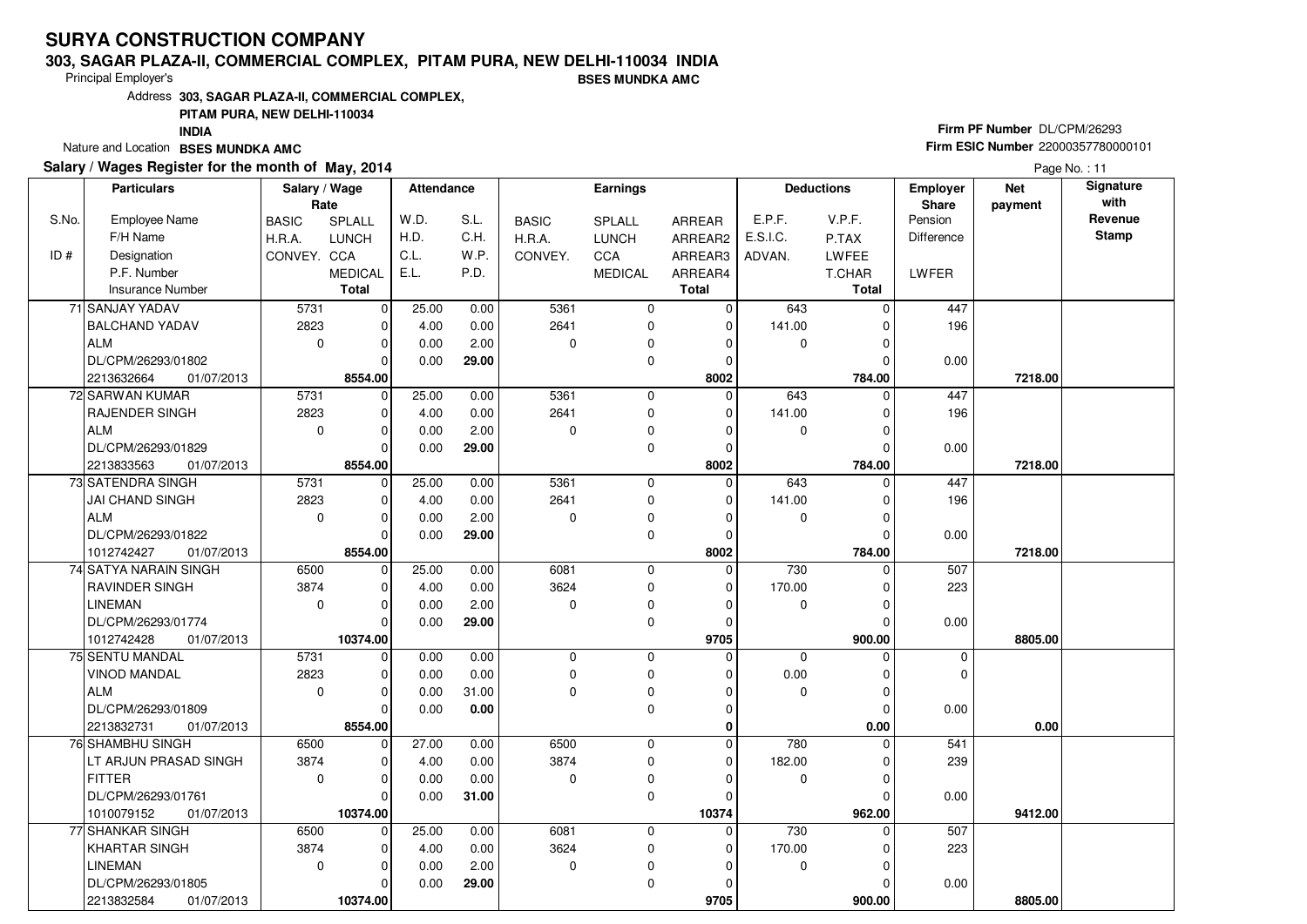# SURYA CONSTRUCTION COMPANY

## 303, SAGAR PLAZA-II, COMMERCIAL COMPLEX, PITAM PURA, NEW DELHI-110034 INDIA

Principal Employer's **BSES MUNDKA AMC**

Address **303, SAGAR PLAZA-II, COMMERCIAL COMPLEX, PITAM PURA, NEW DELHI-110034 INDIA**

Nature and Location **BSES MUNDKA AMC**

**Firm PF Number** DL/CPM/26293
**Firm ESIC Number** 22000357780000101

**Salary / Wages Register for the month of May, 2014**

| S.No. / ID # | Particulars: Employee Name / F/H Name / Designation / P.F. Number / Insurance Number | Salary / Wage Rate: BASIC / H.R.A. / CONVEY. | Salary / Wage Rate: SPLALL / LUNCH / CCA / MEDICAL / Total | Attendance: W.D. / H.D. / C.L. / E.L. | Attendance: S.L. / C.H. / W.P. / P.D. | Earnings: BASIC / H.R.A. / CONVEY. | Earnings: SPLALL / LUNCH / CCA / MEDICAL | Earnings: ARREAR / ARREAR2 / ARREAR3 / ARREAR4 / Total | Deductions: E.P.F. / E.S.I.C. / ADVAN. | Deductions: V.P.F. / P.TAX / LWFEE / T.CHAR / Total | Employer Share: Pension / Difference / LWFER | Net payment | Signature with Revenue Stamp |
|---|---|---|---|---|---|---|---|---|---|---|---|---|---|
| 71 | SANJAY YADAV / BALCHAND YADAV / ALM / DL/CPM/26293/01802 / 2213632664 01/07/2013 | 5731 / 2823 / 0 | 0 / 0 / 0 / 0 / **8554.00** | 25.00 / 4.00 / 0.00 / 0.00 | 0.00 / 0.00 / 2.00 / **29.00** | 5361 / 2641 / 0 | 0 / 0 / 0 / 0 | 0 / 0 / 0 / 0 / **8002** | 643 / 141.00 / 0 | 0 / 0 / 0 / 0 / **784.00** | 447 / 196 / 0.00 | **7218.00** | |
| 72 | SARWAN KUMAR / RAJENDER SINGH / ALM / DL/CPM/26293/01829 / 2213833563 01/07/2013 | 5731 / 2823 / 0 | 0 / 0 / 0 / 0 / **8554.00** | 25.00 / 4.00 / 0.00 / 0.00 | 0.00 / 0.00 / 2.00 / **29.00** | 5361 / 2641 / 0 | 0 / 0 / 0 / 0 | 0 / 0 / 0 / 0 / **8002** | 643 / 141.00 / 0 | 0 / 0 / 0 / 0 / **784.00** | 447 / 196 / 0.00 | **7218.00** | |
| 73 | SATENDRA SINGH / JAI CHAND SINGH / ALM / DL/CPM/26293/01822 / 1012742427 01/07/2013 | 5731 / 2823 / 0 | 0 / 0 / 0 / 0 / **8554.00** | 25.00 / 4.00 / 0.00 / 0.00 | 0.00 / 0.00 / 2.00 / **29.00** | 5361 / 2641 / 0 | 0 / 0 / 0 / 0 | 0 / 0 / 0 / 0 / **8002** | 643 / 141.00 / 0 | 0 / 0 / 0 / 0 / **784.00** | 447 / 196 / 0.00 | **7218.00** | |
| 74 | SATYA NARAIN SINGH / RAVINDER SINGH / LINEMAN / DL/CPM/26293/01774 / 1012742428 01/07/2013 | 6500 / 3874 / 0 | 0 / 0 / 0 / 0 / **10374.00** | 25.00 / 4.00 / 0.00 / 0.00 | 0.00 / 0.00 / 2.00 / **29.00** | 6081 / 3624 / 0 | 0 / 0 / 0 / 0 | 0 / 0 / 0 / 0 / **9705** | 730 / 170.00 / 0 | 0 / 0 / 0 / 0 / **900.00** | 507 / 223 / 0.00 | **8805.00** | |
| 75 | SENTU MANDAL / VINOD MANDAL / ALM / DL/CPM/26293/01809 / 2213832731 01/07/2013 | 5731 / 2823 / 0 | 0 / 0 / 0 / 0 / **8554.00** | 0.00 / 0.00 / 0.00 / 0.00 | 0.00 / 0.00 / 31.00 / **0.00** | 0 / 0 / 0 | 0 / 0 / 0 / 0 | 0 / 0 / 0 / 0 / **0** | 0 / 0.00 / 0 | 0 / 0 / 0 / 0 / **0.00** | 0 / 0 / 0.00 | **0.00** | |
| 76 | SHAMBHU SINGH / LT ARJUN PRASAD SINGH / FITTER / DL/CPM/26293/01761 / 1010079152 01/07/2013 | 6500 / 3874 / 0 | 0 / 0 / 0 / 0 / **10374.00** | 27.00 / 4.00 / 0.00 / 0.00 | 0.00 / 0.00 / 0.00 / **31.00** | 6500 / 3874 / 0 | 0 / 0 / 0 / 0 | 0 / 0 / 0 / 0 / **10374** | 780 / 182.00 / 0 | 0 / 0 / 0 / 0 / **962.00** | 541 / 239 / 0.00 | **9412.00** | |
| 77 | SHANKAR SINGH / KHARTAR SINGH / LINEMAN / DL/CPM/26293/01805 / 2213832584 01/07/2013 | 6500 / 3874 / 0 | 0 / 0 / 0 / 0 / **10374.00** | 25.00 / 4.00 / 0.00 / 0.00 | 0.00 / 0.00 / 2.00 / **29.00** | 6081 / 3624 / 0 | 0 / 0 / 0 / 0 | 0 / 0 / 0 / 0 / **9705** | 730 / 170.00 / 0 | 0 / 0 / 0 / 0 / **900.00** | 507 / 223 / 0.00 | **8805.00** | |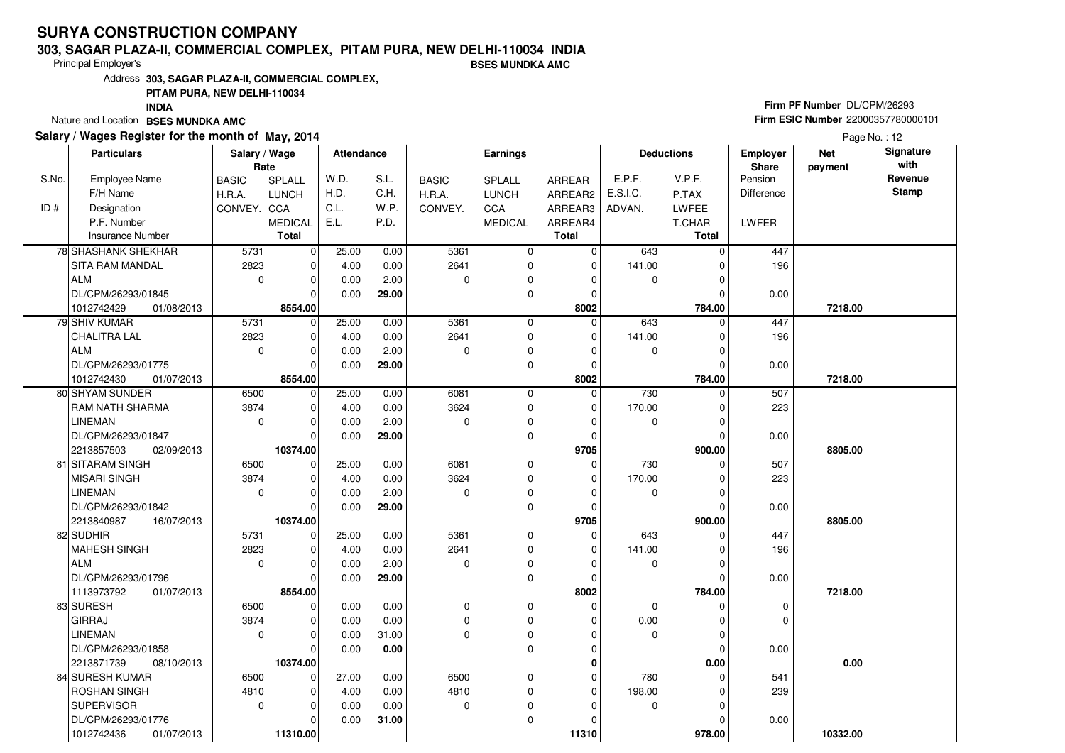# SURYA CONSTRUCTION COMPANY

**303, SAGAR PLAZA-II, COMMERCIAL COMPLEX, PITAM PURA, NEW DELHI-110034 INDIA**

Principal Employer's **BSES MUNDKA AMC**

Address **303, SAGAR PLAZA-II, COMMERCIAL COMPLEX, PITAM PURA, NEW DELHI-110034 INDIA**

Nature and Location **BSES MUNDKA AMC**

**Firm PF Number** DL/CPM/26293

**Firm ESIC Number** 22000357780000101

**Salary / Wages Register for the month of May, 2014**

Page No. : 12

| S.No. / ID # | Particulars: Employee Name / F/H Name / Designation / P.F. Number / Insurance Number | Salary / Wage Rate: BASIC / H.R.A. / CONVEY. | Salary / Wage Rate: SPLALL / LUNCH / CCA / MEDICAL / Total | Attendance: W.D. / H.D. / C.L. / E.L. | Attendance: S.L. / C.H. / W.P. / P.D. | Earnings: BASIC / H.R.A. / CONVEY. | Earnings: SPLALL / LUNCH / CCA / MEDICAL | Earnings: ARREAR / ARREAR2 / ARREAR3 / ARREAR4 / Total | Deductions: E.P.F. / E.S.I.C. / ADVAN. | Deductions: V.P.F. / P.TAX / LWFEE / T.CHAR / Total | Employer Share: Pension / Difference / LWFER | Net payment | Signature with Revenue Stamp |
|---|---|---|---|---|---|---|---|---|---|---|---|---|---|
| 78 | SHASHANK SHEKHAR | 5731 | 0 | 25.00 | 0.00 | 5361 | 0 | 0 | 643 | 0 | 447 | | |
| | SITA RAM MANDAL | 2823 | 0 | 4.00 | 0.00 | 2641 | 0 | 0 | 141.00 | 0 | 196 | | |
| | ALM | 0 | 0 | 0.00 | 2.00 | 0 | 0 | 0 | 0 | 0 | | | |
| | DL/CPM/26293/01845 | | 0 | 0.00 | **29.00** | | 0 | 0 | | 0 | 0.00 | | |
| | 1012742429 01/08/2013 | | **8554.00** | | | | | **8002** | | **784.00** | | **7218.00** | |
| 79 | SHIV KUMAR | 5731 | 0 | 25.00 | 0.00 | 5361 | 0 | 0 | 643 | 0 | 447 | | |
| | CHALITRA LAL | 2823 | 0 | 4.00 | 0.00 | 2641 | 0 | 0 | 141.00 | 0 | 196 | | |
| | ALM | 0 | 0 | 0.00 | 2.00 | 0 | 0 | 0 | 0 | 0 | | | |
| | DL/CPM/26293/01775 | | 0 | 0.00 | **29.00** | | 0 | 0 | | 0 | 0.00 | | |
| | 1012742430 01/07/2013 | | **8554.00** | | | | | **8002** | | **784.00** | | **7218.00** | |
| 80 | SHYAM SUNDER | 6500 | 0 | 25.00 | 0.00 | 6081 | 0 | 0 | 730 | 0 | 507 | | |
| | RAM NATH SHARMA | 3874 | 0 | 4.00 | 0.00 | 3624 | 0 | 0 | 170.00 | 0 | 223 | | |
| | LINEMAN | 0 | 0 | 0.00 | 2.00 | 0 | 0 | 0 | 0 | 0 | | | |
| | DL/CPM/26293/01847 | | 0 | 0.00 | **29.00** | | 0 | 0 | | 0 | 0.00 | | |
| | 2213857503 02/09/2013 | | **10374.00** | | | | | **9705** | | **900.00** | | **8805.00** | |
| 81 | SITARAM SINGH | 6500 | 0 | 25.00 | 0.00 | 6081 | 0 | 0 | 730 | 0 | 507 | | |
| | MISARI SINGH | 3874 | 0 | 4.00 | 0.00 | 3624 | 0 | 0 | 170.00 | 0 | 223 | | |
| | LINEMAN | 0 | 0 | 0.00 | 2.00 | 0 | 0 | 0 | 0 | 0 | | | |
| | DL/CPM/26293/01842 | | 0 | 0.00 | **29.00** | | 0 | 0 | | 0 | 0.00 | | |
| | 2213840987 16/07/2013 | | **10374.00** | | | | | **9705** | | **900.00** | | **8805.00** | |
| 82 | SUDHIR | 5731 | 0 | 25.00 | 0.00 | 5361 | 0 | 0 | 643 | 0 | 447 | | |
| | MAHESH SINGH | 2823 | 0 | 4.00 | 0.00 | 2641 | 0 | 0 | 141.00 | 0 | 196 | | |
| | ALM | 0 | 0 | 0.00 | 2.00 | 0 | 0 | 0 | 0 | 0 | | | |
| | DL/CPM/26293/01796 | | 0 | 0.00 | **29.00** | | 0 | 0 | | 0 | 0.00 | | |
| | 1113973792 01/07/2013 | | **8554.00** | | | | | **8002** | | **784.00** | | **7218.00** | |
| 83 | SURESH | 6500 | 0 | 0.00 | 0.00 | 0 | 0 | 0 | 0 | 0 | 0 | | |
| | GIRRAJ | 3874 | 0 | 0.00 | 0.00 | 0 | 0 | 0 | 0.00 | 0 | 0 | | |
| | LINEMAN | 0 | 0 | 0.00 | 31.00 | 0 | 0 | 0 | 0 | 0 | | | |
| | DL/CPM/26293/01858 | | 0 | 0.00 | **0.00** | | 0 | 0 | | 0 | 0.00 | | |
| | 2213871739 08/10/2013 | | **10374.00** | | | | | **0** | | **0.00** | | **0.00** | |
| 84 | SURESH KUMAR | 6500 | 0 | 27.00 | 0.00 | 6500 | 0 | 0 | 780 | 0 | 541 | | |
| | ROSHAN SINGH | 4810 | 0 | 4.00 | 0.00 | 4810 | 0 | 0 | 198.00 | 0 | 239 | | |
| | SUPERVISOR | 0 | 0 | 0.00 | 0.00 | 0 | 0 | 0 | 0 | 0 | | | |
| | DL/CPM/26293/01776 | | 0 | 0.00 | **31.00** | | 0 | 0 | | 0 | 0.00 | | |
| | 1012742436 01/07/2013 | | **11310.00** | | | | | **11310** | | **978.00** | | **10332.00** | |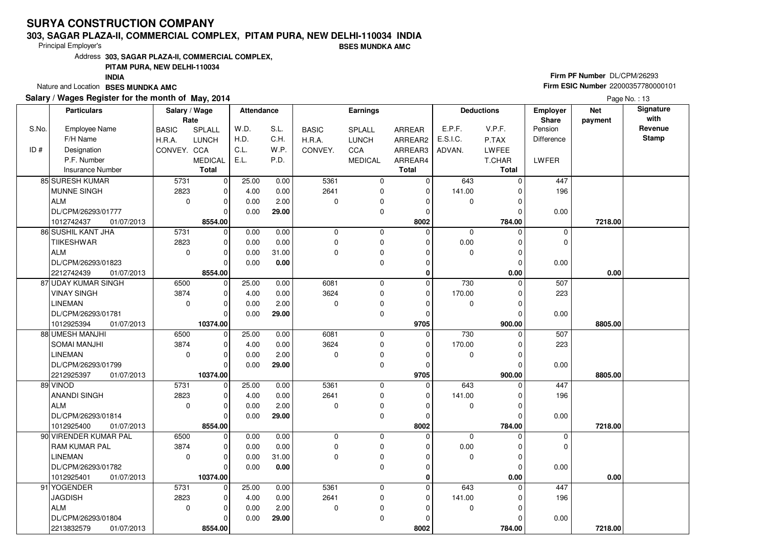# SURYA CONSTRUCTION COMPANY

**303, SAGAR PLAZA-II, COMMERCIAL COMPLEX, PITAM PURA, NEW DELHI-110034 INDIA**

Principal Employer's **BSES MUNDKA AMC**

Address **303, SAGAR PLAZA-II, COMMERCIAL COMPLEX, PITAM PURA, NEW DELHI-110034 INDIA**

Nature and Location **BSES MUNDKA AMC**

**Firm PF Number** DL/CPM/26293
**Firm ESIC Number** 22000357780000101

**Salary / Wages Register for the month of May, 2014**

| S.No. / ID # | Employee Name / F/H Name / Designation / P.F. Number / Insurance Number | BASIC / H.R.A. / CONVEY. | SPLALL / LUNCH / CCA / MEDICAL / Total | W.D. / H.D. / C.L. / E.L. | S.L. / C.H. / W.P. / P.D. | BASIC / H.R.A. / CONVEY. | SPLALL / LUNCH / CCA / MEDICAL | ARREAR / ARREAR2 / ARREAR3 / ARREAR4 / Total | E.P.F. / E.S.I.C. / ADVAN. | V.P.F. / P.TAX / LWFEE / T.CHAR / Total | Employer Share Pension / Difference / LWFER | Net payment | Signature with Revenue Stamp |
|---|---|---|---|---|---|---|---|---|---|---|---|---|---|
| 85 | SURESH KUMAR | 5731 | 0 | 25.00 | 0.00 | 5361 | 0 | 0 | 643 | 0 | 447 | | |
| | MUNNE SINGH | 2823 | 0 | 4.00 | 0.00 | 2641 | 0 | 0 | 141.00 | 0 | 196 | | |
| | ALM | 0 | 0 | 0.00 | 2.00 | 0 | 0 | 0 | 0 | 0 | | | |
| | DL/CPM/26293/01777 | | 0 | 0.00 | 29.00 | | 0 | 0 | | 0 | 0.00 | | |
| | 1012742437 01/07/2013 | | 8554.00 | | | | | 8002 | | 784.00 | | 7218.00 | |
| 86 | SUSHIL KANT JHA | 5731 | 0 | 0.00 | 0.00 | 0 | 0 | 0 | 0 | 0 | 0 | | |
| | TIIKESHWAR | 2823 | 0 | 0.00 | 0.00 | 0 | 0 | 0 | 0.00 | 0 | 0 | | |
| | ALM | 0 | 0 | 0.00 | 31.00 | 0 | 0 | 0 | 0 | 0 | | | |
| | DL/CPM/26293/01823 | | 0 | 0.00 | 0.00 | | 0 | 0 | | 0 | 0.00 | | |
| | 2212742439 01/07/2013 | | 8554.00 | | | | | 0 | | 0.00 | | 0.00 | |
| 87 | UDAY KUMAR SINGH | 6500 | 0 | 25.00 | 0.00 | 6081 | 0 | 0 | 730 | 0 | 507 | | |
| | VINAY SINGH | 3874 | 0 | 4.00 | 0.00 | 3624 | 0 | 0 | 170.00 | 0 | 223 | | |
| | LINEMAN | 0 | 0 | 0.00 | 2.00 | 0 | 0 | 0 | 0 | 0 | | | |
| | DL/CPM/26293/01781 | | 0 | 0.00 | 29.00 | | 0 | 0 | | 0 | 0.00 | | |
| | 1012925394 01/07/2013 | | 10374.00 | | | | | 9705 | | 900.00 | | 8805.00 | |
| 88 | UMESH MANJHI | 6500 | 0 | 25.00 | 0.00 | 6081 | 0 | 0 | 730 | 0 | 507 | | |
| | SOMAI MANJHI | 3874 | 0 | 4.00 | 0.00 | 3624 | 0 | 0 | 170.00 | 0 | 223 | | |
| | LINEMAN | 0 | 0 | 0.00 | 2.00 | 0 | 0 | 0 | 0 | 0 | | | |
| | DL/CPM/26293/01799 | | 0 | 0.00 | 29.00 | | 0 | 0 | | 0 | 0.00 | | |
| | 2212925397 01/07/2013 | | 10374.00 | | | | | 9705 | | 900.00 | | 8805.00 | |
| 89 | VINOD | 5731 | 0 | 25.00 | 0.00 | 5361 | 0 | 0 | 643 | 0 | 447 | | |
| | ANANDI SINGH | 2823 | 0 | 4.00 | 0.00 | 2641 | 0 | 0 | 141.00 | 0 | 196 | | |
| | ALM | 0 | 0 | 0.00 | 2.00 | 0 | 0 | 0 | 0 | 0 | | | |
| | DL/CPM/26293/01814 | | 0 | 0.00 | 29.00 | | 0 | 0 | | 0 | 0.00 | | |
| | 1012925400 01/07/2013 | | 8554.00 | | | | | 8002 | | 784.00 | | 7218.00 | |
| 90 | VIRENDER KUMAR PAL | 6500 | 0 | 0.00 | 0.00 | 0 | 0 | 0 | 0 | 0 | 0 | | |
| | RAM KUMAR PAL | 3874 | 0 | 0.00 | 0.00 | 0 | 0 | 0 | 0.00 | 0 | 0 | | |
| | LINEMAN | 0 | 0 | 0.00 | 31.00 | 0 | 0 | 0 | 0 | 0 | | | |
| | DL/CPM/26293/01782 | | 0 | 0.00 | 0.00 | | 0 | 0 | | 0 | 0.00 | | |
| | 1012925401 01/07/2013 | | 10374.00 | | | | | 0 | | 0.00 | | 0.00 | |
| 91 | YOGENDER | 5731 | 0 | 25.00 | 0.00 | 5361 | 0 | 0 | 643 | 0 | 447 | | |
| | JAGDISH | 2823 | 0 | 4.00 | 0.00 | 2641 | 0 | 0 | 141.00 | 0 | 196 | | |
| | ALM | 0 | 0 | 0.00 | 2.00 | 0 | 0 | 0 | 0 | 0 | | | |
| | DL/CPM/26293/01804 | | 0 | 0.00 | 29.00 | | 0 | 0 | | 0 | 0.00 | | |
| | 2213832579 01/07/2013 | | 8554.00 | | | | | 8002 | | 784.00 | | 7218.00 | |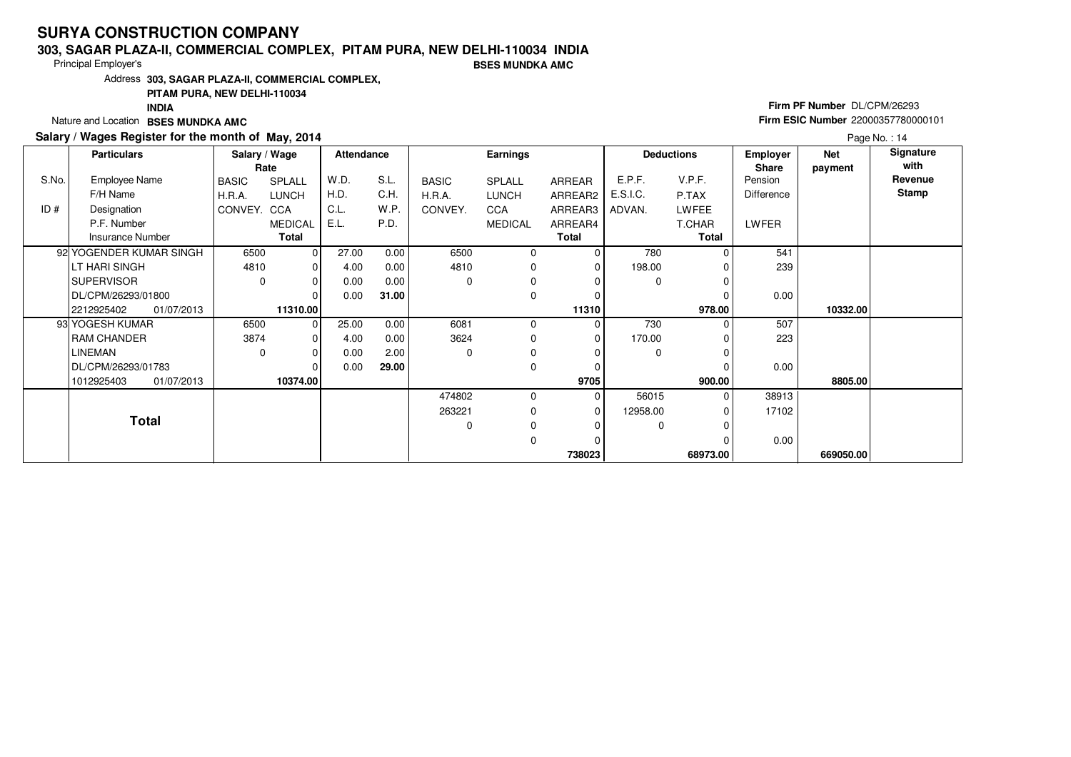# SURYA CONSTRUCTION COMPANY

**303, SAGAR PLAZA-II, COMMERCIAL COMPLEX, PITAM PURA, NEW DELHI-110034 INDIA**

Principal Employer's **BSES MUNDKA AMC**

Address **303, SAGAR PLAZA-II, COMMERCIAL COMPLEX, PITAM PURA, NEW DELHI-110034 INDIA**

Nature and Location **BSES MUNDKA AMC**

**Firm PF Number** DL/CPM/26293

**Firm ESIC Number** 22000357780000101

**Salary / Wages Register for the month of May, 2014**

Page No. : 14

| S.No. / ID # | Particulars: Employee Name / F/H Name / Designation / P.F. Number / Insurance Number | Salary / Wage Rate: BASIC / H.R.A. / CONVEY. | Salary / Wage Rate: SPLALL / LUNCH / CCA / MEDICAL / Total | Attendance: W.D. / H.D. / C.L. / E.L. | Attendance: S.L. / C.H. / W.P. / P.D. | Earnings: BASIC / H.R.A. / CONVEY. | Earnings: SPLALL / LUNCH / CCA / MEDICAL | Earnings: ARREAR / ARREAR2 / ARREAR3 / ARREAR4 / Total | Deductions: E.P.F. / E.S.I.C. / ADVAN. | Deductions: V.P.F. / P.TAX / LWFEE / T.CHAR / Total | Employer Share: Pension / Difference / LWFER | Net payment | Signature with Revenue Stamp |
|---|---|---|---|---|---|---|---|---|---|---|---|---|---|
| 92 | YOGENDER KUMAR SINGH | 6500 | 0 | 27.00 | 0.00 | 6500 | 0 | 0 | 780 | 0 | 541 | | |
| | LT HARI SINGH | 4810 | 0 | 4.00 | 0.00 | 4810 | 0 | 0 | 198.00 | 0 | 239 | | |
| | SUPERVISOR | 0 | 0 | 0.00 | 0.00 | 0 | 0 | 0 | 0 | 0 | | | |
| | DL/CPM/26293/01800 | | 0 | 0.00 | **31.00** | | 0 | 0 | | 0 | 0.00 | | |
| | 2212925402 01/07/2013 | | **11310.00** | | | | | **11310** | | **978.00** | | **10332.00** | |
| 93 | YOGESH KUMAR | 6500 | 0 | 25.00 | 0.00 | 6081 | 0 | 0 | 730 | 0 | 507 | | |
| | RAM CHANDER | 3874 | 0 | 4.00 | 0.00 | 3624 | 0 | 0 | 170.00 | 0 | 223 | | |
| | LINEMAN | 0 | 0 | 0.00 | 2.00 | 0 | 0 | 0 | 0 | 0 | | | |
| | DL/CPM/26293/01783 | | 0 | 0.00 | **29.00** | | 0 | 0 | | 0 | 0.00 | | |
| | 1012925403 01/07/2013 | | **10374.00** | | | | | **9705** | | **900.00** | | **8805.00** | |
| | **Total** | | | | | 474802 | 0 | 0 | 56015 | 0 | 38913 | | |
| | | | | | | 263221 | 0 | 0 | 12958.00 | 0 | 17102 | | |
| | | | | | | 0 | 0 | 0 | 0 | 0 | | | |
| | | | | | | | 0 | 0 | | 0 | 0.00 | | |
| | | | | | | | | **738023** | | **68973.00** | | **669050.00** | |